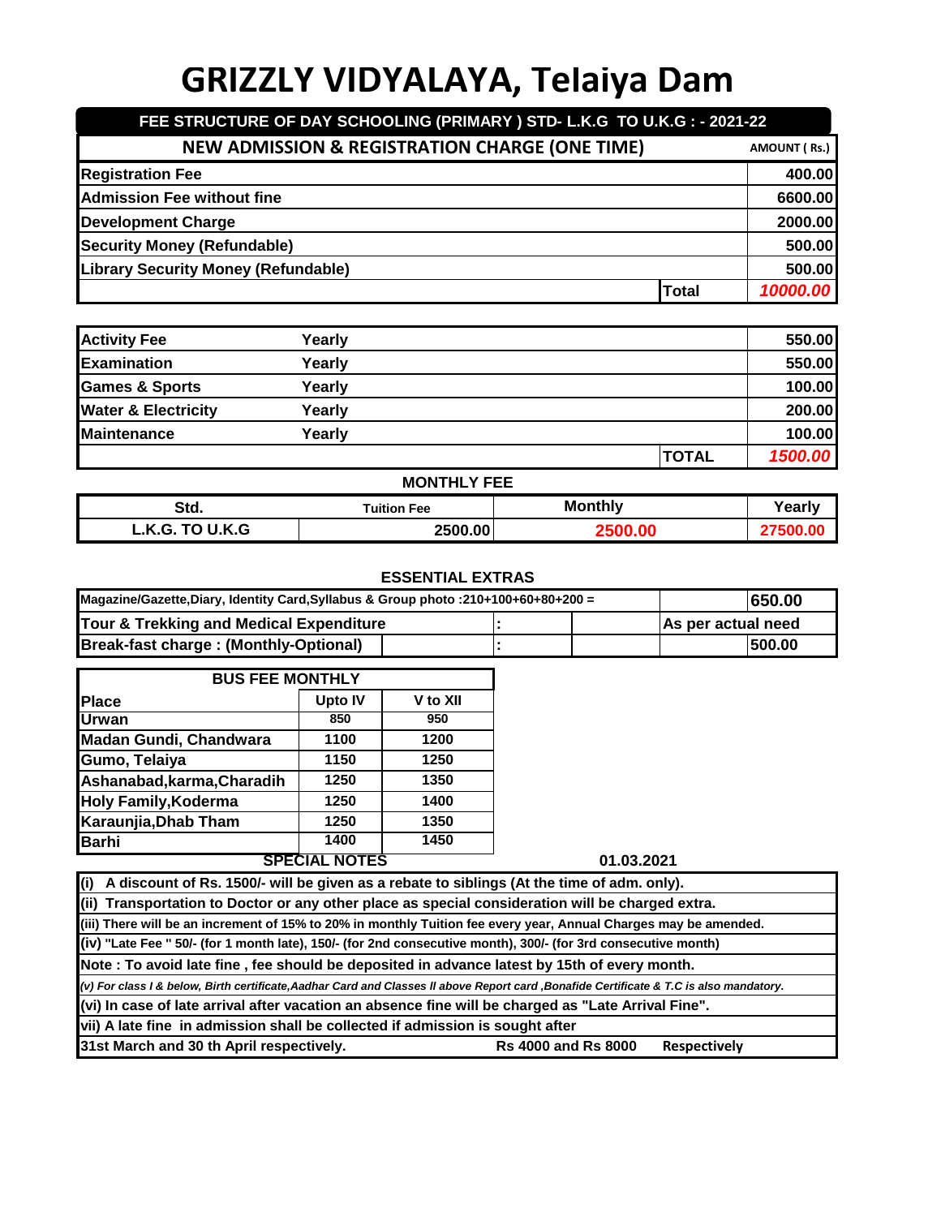# GRIZZLY VIDYALAYA, Telaiya Dam

## FEE STRUCTURE OF DAY SCHOOLING (PRIMARY ) STD- L.K.G TO U.K.G : - 2021-22

| NEW ADMISSION & REGISTRATION CHARGE (ONE TIME) | | AMOUNT ( Rs.) |
|---|---|---|
| Registration Fee | | 400.00 |
| Admission Fee without fine | | 6600.00 |
| Development Charge | | 2000.00 |
| Security Money (Refundable) | | 500.00 |
| Library Security Money (Refundable) | | 500.00 |
| | Total | *10000.00* |

| | | | |
|---|---|---|---|
| Activity Fee | Yearly | | 550.00 |
| Examination | Yearly | | 550.00 |
| Games & Sports | Yearly | | 100.00 |
| Water & Electricity | Yearly | | 200.00 |
| Maintenance | Yearly | | 100.00 |
| | | TOTAL | *1500.00* |

### MONTHLY FEE

| Std. | Tuition Fee | Monthly | Yearly |
|---|---|---|---|
| L.K.G. TO U.K.G | 2500.00 | 2500.00 | 27500.00 |

### ESSENTIAL EXTRAS

| | | | |
|---|---|---|---|
| Magazine/Gazette,Diary, Identity Card,Syllabus & Group photo :210+100+60+80+200 = | | | 650.00 |
| Tour & Trekking and Medical Expenditure | : | | As per actual need |
| Break-fast charge : (Monthly-Optional) | : | | 500.00 |

### BUS FEE MONTHLY

| Place | Upto IV | V to XII |
|---|---|---|
| Urwan | 850 | 950 |
| Madan Gundi, Chandwara | 1100 | 1200 |
| Gumo, Telaiya | 1150 | 1250 |
| Ashanabad,karma,Charadih | 1250 | 1350 |
| Holy Family,Koderma | 1250 | 1400 |
| Karaunjia,Dhab Tham | 1250 | 1350 |
| Barhi | 1400 | 1450 |

### SPECIAL NOTES

01.03.2021

(i) A discount of Rs. 1500/- will be given as a rebate to siblings (At the time of adm. only).

(ii) Transportation to Doctor or any other place as special consideration will be charged extra.

(iii) There will be an increment of 15% to 20% in monthly Tuition fee every year, Annual Charges may be amended.

(iv) "Late Fee " 50/- (for 1 month late), 150/- (for 2nd consecutive month), 300/- (for 3rd consecutive month)

Note : To avoid late fine , fee should be deposited in advance latest by 15th of every month.

*(v) For class I & below, Birth certificate,Aadhar Card and Classes II above Report card ,Bonafide Certificate & T.C is also mandatory.*

(vi) In case of late arrival after vacation an absence fine will be charged as "Late Arrival Fine".

vii) A late fine in admission shall be collected if admission is sought after 31st March and 30 th April respectively. Rs 4000 and Rs 8000 Respectively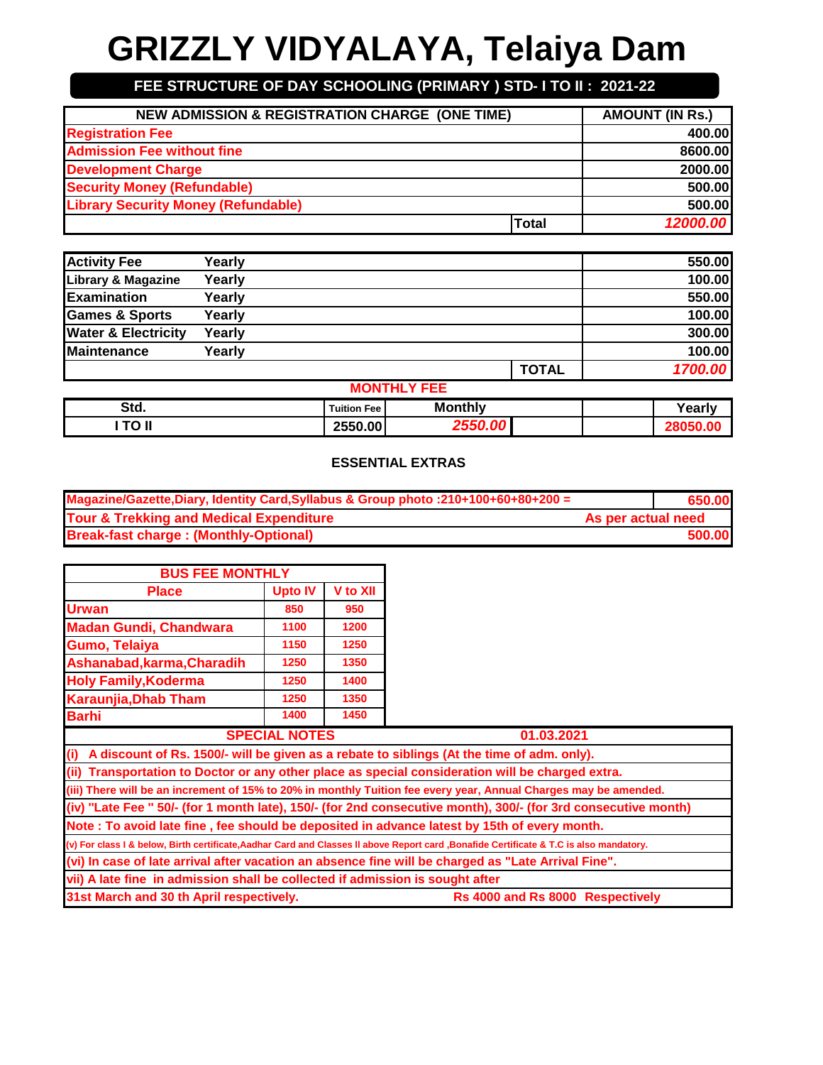# GRIZZLY VIDYALAYA, Telaiya Dam

## FEE STRUCTURE OF DAY SCHOOLING (PRIMARY ) STD- I TO II : 2021-22

| NEW ADMISSION & REGISTRATION CHARGE (ONE TIME) | | AMOUNT (IN Rs.) |
|---|---|---|
| Registration Fee | | 400.00 |
| Admission Fee without fine | | 8600.00 |
| Development Charge | | 2000.00 |
| Security Money (Refundable) | | 500.00 |
| Library Security Money (Refundable) | | 500.00 |
| | Total | 12000.00 |

| | | | |
|---|---|---|---|
| Activity Fee | Yearly | | 550.00 |
| Library & Magazine | Yearly | | 100.00 |
| Examination | Yearly | | 550.00 |
| Games & Sports | Yearly | | 100.00 |
| Water & Electricity | Yearly | | 300.00 |
| Maintenance | Yearly | | 100.00 |
| | | TOTAL | 1700.00 |

**MONTHLY FEE**

| Std. | Tuition Fee | Monthly | | Yearly |
|---|---|---|---|---|
| I TO II | 2550.00 | 2550.00 | | 28050.00 |

**ESSENTIAL EXTRAS**

| | |
|---|---|
| Magazine/Gazette,Diary, Identity Card,Syllabus & Group photo :210+100+60+80+200 = | 650.00 |
| Tour & Trekking and Medical Expenditure | As per actual need |
| Break-fast charge : (Monthly-Optional) | 500.00 |

| BUS FEE MONTHLY | | |
|---|---|---|
| Place | Upto IV | V to XII |
| Urwan | 850 | 950 |
| Madan Gundi, Chandwara | 1100 | 1200 |
| Gumo, Telaiya | 1150 | 1250 |
| Ashanabad,karma,Charadih | 1250 | 1350 |
| Holy Family,Koderma | 1250 | 1400 |
| Karaunjia,Dhab Tham | 1250 | 1350 |
| Barhi | 1400 | 1450 |

**SPECIAL NOTES** 01.03.2021

(i) A discount of Rs. 1500/- will be given as a rebate to siblings (At the time of adm. only).

(ii) Transportation to Doctor or any other place as special consideration will be charged extra.

(iii) There will be an increment of 15% to 20% in monthly Tuition fee every year, Annual Charges may be amended.

(iv) "Late Fee " 50/- (for 1 month late), 150/- (for 2nd consecutive month), 300/- (for 3rd consecutive month)

Note : To avoid late fine , fee should be deposited in advance latest by 15th of every month.

(v) For class I & below, Birth certificate,Aadhar Card and Classes II above Report card ,Bonafide Certificate & T.C is also mandatory.

(vi) In case of late arrival after vacation an absence fine will be charged as "Late Arrival Fine".

vii) A late fine in admission shall be collected if admission is sought after

31st March and 30 th April respectively. Rs 4000 and Rs 8000 Respectively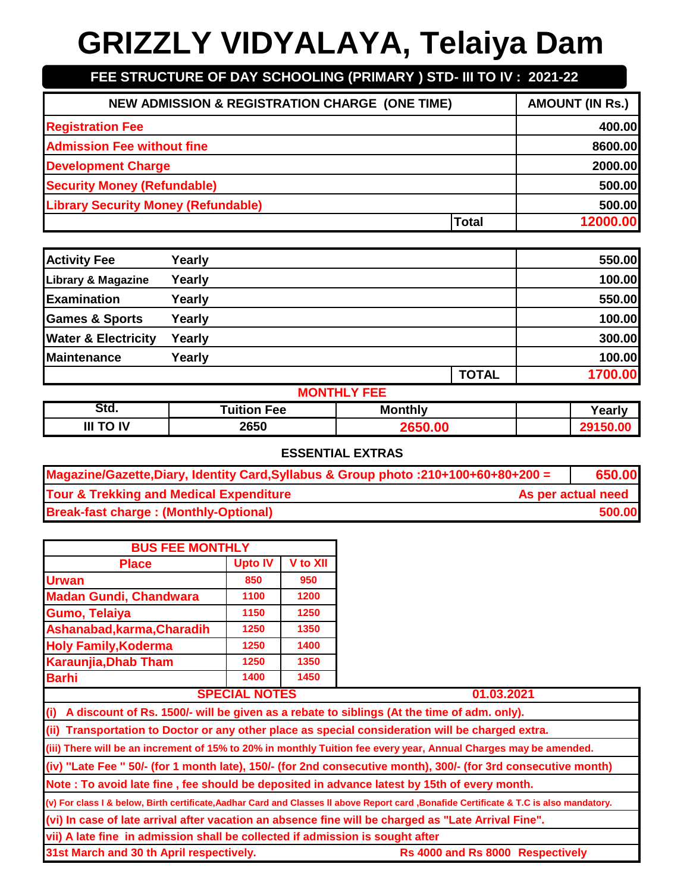# GRIZZLY VIDYALAYA, Telaiya Dam

## FEE STRUCTURE OF DAY SCHOOLING (PRIMARY ) STD- III TO IV : 2021-22

| NEW ADMISSION & REGISTRATION CHARGE (ONE TIME) | | AMOUNT (IN Rs.) |
|---|---|---|
| Registration Fee | | 400.00 |
| Admission Fee without fine | | 8600.00 |
| Development Charge | | 2000.00 |
| Security Money (Refundable) | | 500.00 |
| Library Security Money (Refundable) | | 500.00 |
| | Total | 12000.00 |

| | | | |
|---|---|---|---|
| Activity Fee | Yearly | | 550.00 |
| Library & Magazine | Yearly | | 100.00 |
| Examination | Yearly | | 550.00 |
| Games & Sports | Yearly | | 100.00 |
| Water & Electricity | Yearly | | 300.00 |
| Maintenance | Yearly | | 100.00 |
| | | TOTAL | 1700.00 |

**MONTHLY FEE**

| Std. | Tuition Fee | Monthly | | Yearly |
|---|---|---|---|---|
| III TO IV | 2650 | 2650.00 | | 29150.00 |

**ESSENTIAL EXTRAS**

| | |
|---|---|
| Magazine/Gazette,Diary, Identity Card,Syllabus & Group photo :210+100+60+80+200 = | 650.00 |
| Tour & Trekking and Medical Expenditure | As per actual need |
| Break-fast charge : (Monthly-Optional) | 500.00 |

**BUS FEE MONTHLY**

| Place | Upto IV | V to XII |
|---|---|---|
| Urwan | 850 | 950 |
| Madan Gundi, Chandwara | 1100 | 1200 |
| Gumo, Telaiya | 1150 | 1250 |
| Ashanabad,karma,Charadih | 1250 | 1350 |
| Holy Family,Koderma | 1250 | 1400 |
| Karaunjia,Dhab Tham | 1250 | 1350 |
| Barhi | 1400 | 1450 |

**SPECIAL NOTES** 01.03.2021

(i) A discount of Rs. 1500/- will be given as a rebate to siblings (At the time of adm. only).

(ii) Transportation to Doctor or any other place as special consideration will be charged extra.

(iii) There will be an increment of 15% to 20% in monthly Tuition fee every year, Annual Charges may be amended.

(iv) "Late Fee " 50/- (for 1 month late), 150/- (for 2nd consecutive month), 300/- (for 3rd consecutive month)

Note : To avoid late fine , fee should be deposited in advance latest by 15th of every month.

(v) For class I & below, Birth certificate,Aadhar Card and Classes II above Report card ,Bonafide Certificate & T.C is also mandatory.

(vi) In case of late arrival after vacation an absence fine will be charged as "Late Arrival Fine".

vii) A late fine in admission shall be collected if admission is sought after 31st March and 30 th April respectively. Rs 4000 and Rs 8000 Respectively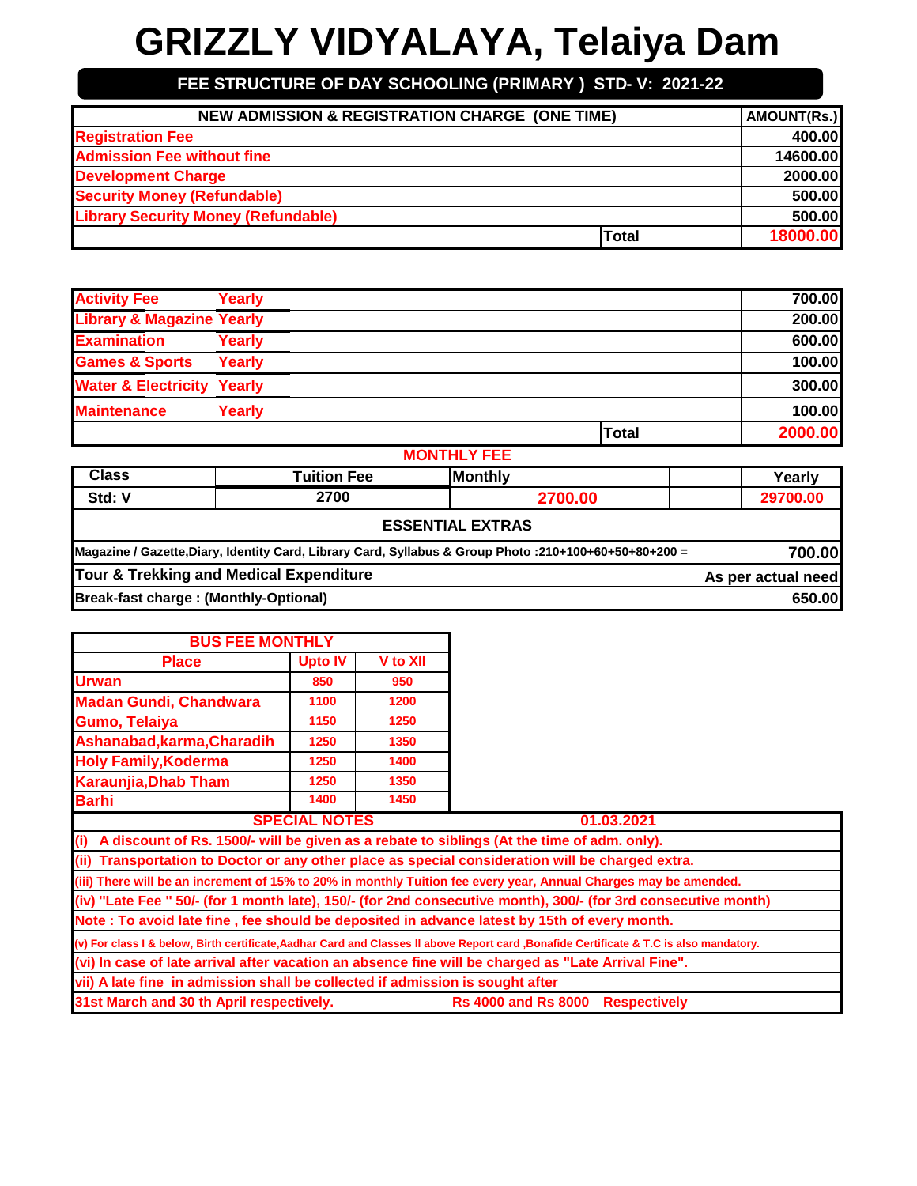# GRIZZLY VIDYALAYA, Telaiya Dam

## FEE STRUCTURE OF DAY SCHOOLING (PRIMARY ) STD- V: 2021-22

| NEW ADMISSION & REGISTRATION CHARGE (ONE TIME) | | AMOUNT(Rs.) |
|---|---|---|
| Registration Fee | | 400.00 |
| Admission Fee without fine | | 14600.00 |
| Development Charge | | 2000.00 |
| Security Money (Refundable) | | 500.00 |
| Library Security Money (Refundable) | | 500.00 |
| | Total | 18000.00 |

| | | | |
|---|---|---|---|
| Activity Fee | Yearly | | 700.00 |
| Library & Magazine | Yearly | | 200.00 |
| Examination | Yearly | | 600.00 |
| Games & Sports | Yearly | | 100.00 |
| Water & Electricity | Yearly | | 300.00 |
| Maintenance | Yearly | | 100.00 |
| | | Total | 2000.00 |

**MONTHLY FEE**

| Class | Tuition Fee | Monthly | | Yearly |
|---|---|---|---|---|
| Std: V | 2700 | 2700.00 | | 29700.00 |

**ESSENTIAL EXTRAS**

| | |
|---|---|
| Magazine / Gazette,Diary, Identity Card, Library Card, Syllabus & Group Photo :210+100+60+50+80+200 = | 700.00 |
| Tour & Trekking and Medical Expenditure | As per actual need |
| Break-fast charge : (Monthly-Optional) | 650.00 |

**BUS FEE MONTHLY**

| Place | Upto IV | V to XII |
|---|---|---|
| Urwan | 850 | 950 |
| Madan Gundi, Chandwara | 1100 | 1200 |
| Gumo, Telaiya | 1150 | 1250 |
| Ashanabad,karma,Charadih | 1250 | 1350 |
| Holy Family,Koderma | 1250 | 1400 |
| Karaunjia,Dhab Tham | 1250 | 1350 |
| Barhi | 1400 | 1450 |

**SPECIAL NOTES** 01.03.2021

(i) A discount of Rs. 1500/- will be given as a rebate to siblings (At the time of adm. only).

(ii) Transportation to Doctor or any other place as special consideration will be charged extra.

(iii) There will be an increment of 15% to 20% in monthly Tuition fee every year, Annual Charges may be amended.

(iv) "Late Fee " 50/- (for 1 month late), 150/- (for 2nd consecutive month), 300/- (for 3rd consecutive month)

Note : To avoid late fine , fee should be deposited in advance latest by 15th of every month.

(v) For class I & below, Birth certificate,Aadhar Card and Classes II above Report card ,Bonafide Certificate & T.C is also mandatory.

(vi) In case of late arrival after vacation an absence fine will be charged as "Late Arrival Fine".

vii) A late fine in admission shall be collected if admission is sought after 31st March and 30 th April respectively. Rs 4000 and Rs 8000 Respectively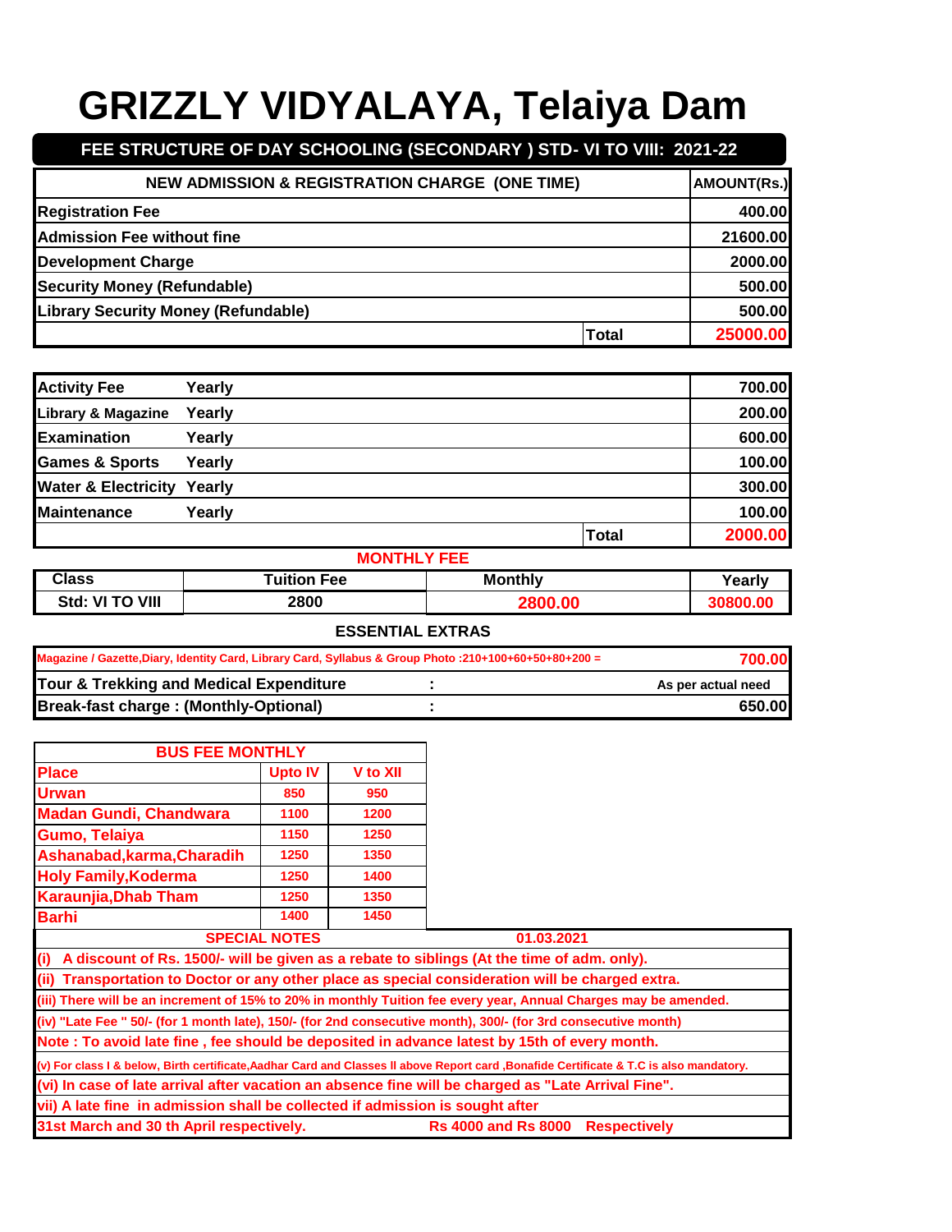# GRIZZLY VIDYALAYA, Telaiya Dam

## FEE STRUCTURE OF DAY SCHOOLING (SECONDARY ) STD- VI TO VIII: 2021-22

| NEW ADMISSION & REGISTRATION CHARGE (ONE TIME) | AMOUNT(Rs.) |
|---|---|
| Registration Fee | 400.00 |
| Admission Fee without fine | 21600.00 |
| Development Charge | 2000.00 |
| Security Money (Refundable) | 500.00 |
| Library Security Money (Refundable) | 500.00 |
| Total | 25000.00 |

| | | |
|---|---|---|
| Activity Fee | Yearly | 700.00 |
| Library & Magazine | Yearly | 200.00 |
| Examination | Yearly | 600.00 |
| Games & Sports | Yearly | 100.00 |
| Water & Electricity | Yearly | 300.00 |
| Maintenance | Yearly | 100.00 |
| | Total | 2000.00 |

**MONTHLY FEE**

| Class | Tuition Fee | Monthly | Yearly |
|---|---|---|---|
| Std: VI TO VIII | 2800 | 2800.00 | 30800.00 |

**ESSENTIAL EXTRAS**

| | | |
|---|---|---|
| Magazine / Gazette,Diary, Identity Card, Library Card, Syllabus & Group Photo :210+100+60+50+80+200 = | | 700.00 |
| Tour & Trekking and Medical Expenditure | : | As per actual need |
| Break-fast charge : (Monthly-Optional) | : | 650.00 |

**BUS FEE MONTHLY**

| Place | Upto IV | V to XII |
|---|---|---|
| Urwan | 850 | 950 |
| Madan Gundi, Chandwara | 1100 | 1200 |
| Gumo, Telaiya | 1150 | 1250 |
| Ashanabad,karma,Charadih | 1250 | 1350 |
| Holy Family,Koderma | 1250 | 1400 |
| Karaunjia,Dhab Tham | 1250 | 1350 |
| Barhi | 1400 | 1450 |

**SPECIAL NOTES** 01.03.2021

(i) A discount of Rs. 1500/- will be given as a rebate to siblings (At the time of adm. only).

(ii) Transportation to Doctor or any other place as special consideration will be charged extra.

(iii) There will be an increment of 15% to 20% in monthly Tuition fee every year, Annual Charges may be amended.

(iv) "Late Fee " 50/- (for 1 month late), 150/- (for 2nd consecutive month), 300/- (for 3rd consecutive month)

Note : To avoid late fine , fee should be deposited in advance latest by 15th of every month.

(v) For class I & below, Birth certificate,Aadhar Card and Classes II above Report card ,Bonafide Certificate & T.C is also mandatory.

(vi) In case of late arrival after vacation an absence fine will be charged as "Late Arrival Fine".

vii) A late fine in admission shall be collected if admission is sought after 31st March and 30 th April respectively. Rs 4000 and Rs 8000 Respectively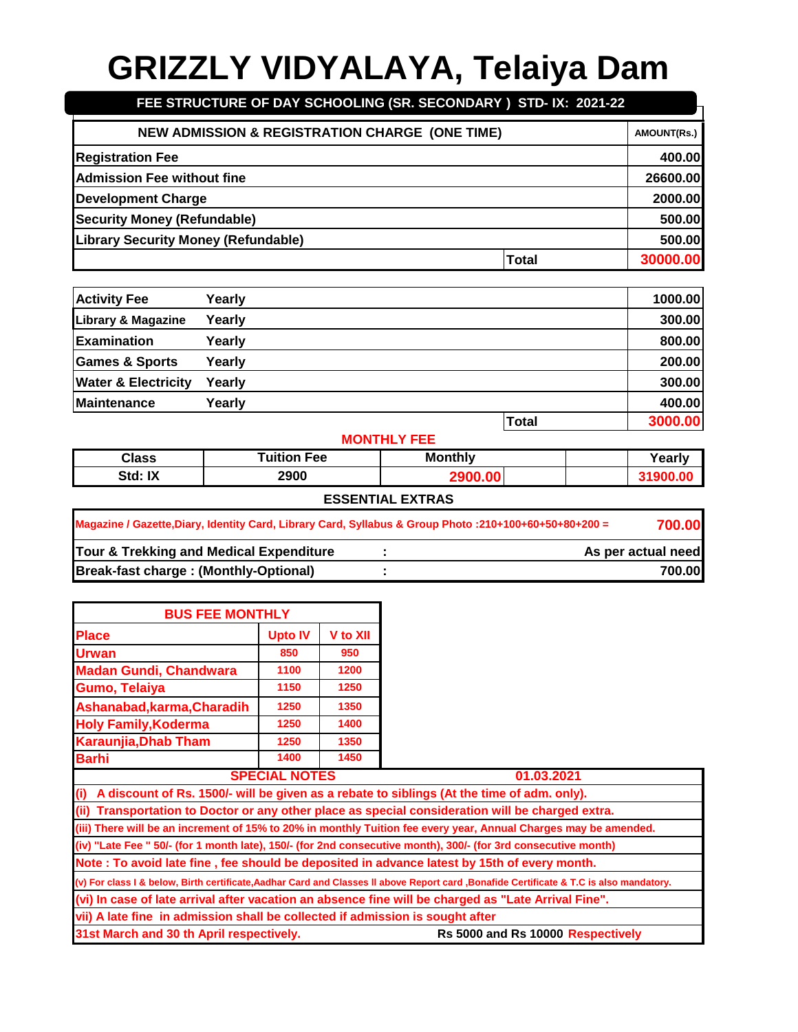# GRIZZLY VIDYALAYA, Telaiya Dam

## FEE STRUCTURE OF DAY SCHOOLING (SR. SECONDARY ) STD- IX: 2021-22

| NEW ADMISSION & REGISTRATION CHARGE (ONE TIME) | AMOUNT(Rs.) |
|---|---|
| Registration Fee | 400.00 |
| Admission Fee without fine | 26600.00 |
| Development Charge | 2000.00 |
| Security Money (Refundable) | 500.00 |
| Library Security Money (Refundable) | 500.00 |
| Total | 30000.00 |

| | | |
|---|---|---|
| Activity Fee | Yearly | 1000.00 |
| Library & Magazine | Yearly | 300.00 |
| Examination | Yearly | 800.00 |
| Games & Sports | Yearly | 200.00 |
| Water & Electricity | Yearly | 300.00 |
| Maintenance | Yearly | 400.00 |
| | Total | 3000.00 |

**MONTHLY FEE**

| Class | Tuition Fee | Monthly | | Yearly |
|---|---|---|---|---|
| Std: IX | 2900 | 2900.00 | | 31900.00 |

**ESSENTIAL EXTRAS**

| | | |
|---|---|---|
| Magazine / Gazette,Diary, Identity Card, Library Card, Syllabus & Group Photo :210+100+60+50+80+200 = | | 700.00 |
| Tour & Trekking and Medical Expenditure | : | As per actual need |
| Break-fast charge : (Monthly-Optional) | : | 700.00 |

**BUS FEE MONTHLY**

| Place | Upto IV | V to XII |
|---|---|---|
| Urwan | 850 | 950 |
| Madan Gundi, Chandwara | 1100 | 1200 |
| Gumo, Telaiya | 1150 | 1250 |
| Ashanabad,karma,Charadih | 1250 | 1350 |
| Holy Family,Koderma | 1250 | 1400 |
| Karaunjia,Dhab Tham | 1250 | 1350 |
| Barhi | 1400 | 1450 |

**SPECIAL NOTES** 01.03.2021

(i) A discount of Rs. 1500/- will be given as a rebate to siblings (At the time of adm. only).

(ii) Transportation to Doctor or any other place as special consideration will be charged extra.

(iii) There will be an increment of 15% to 20% in monthly Tuition fee every year, Annual Charges may be amended.

(iv) "Late Fee " 50/- (for 1 month late), 150/- (for 2nd consecutive month), 300/- (for 3rd consecutive month)

Note : To avoid late fine , fee should be deposited in advance latest by 15th of every month.

(v) For class I & below, Birth certificate,Aadhar Card and Classes II above Report card ,Bonafide Certificate & T.C is also mandatory.

(vi) In case of late arrival after vacation an absence fine will be charged as "Late Arrival Fine".

vii) A late fine in admission shall be collected if admission is sought after 31st March and 30 th April respectively. Rs 5000 and Rs 10000 Respectively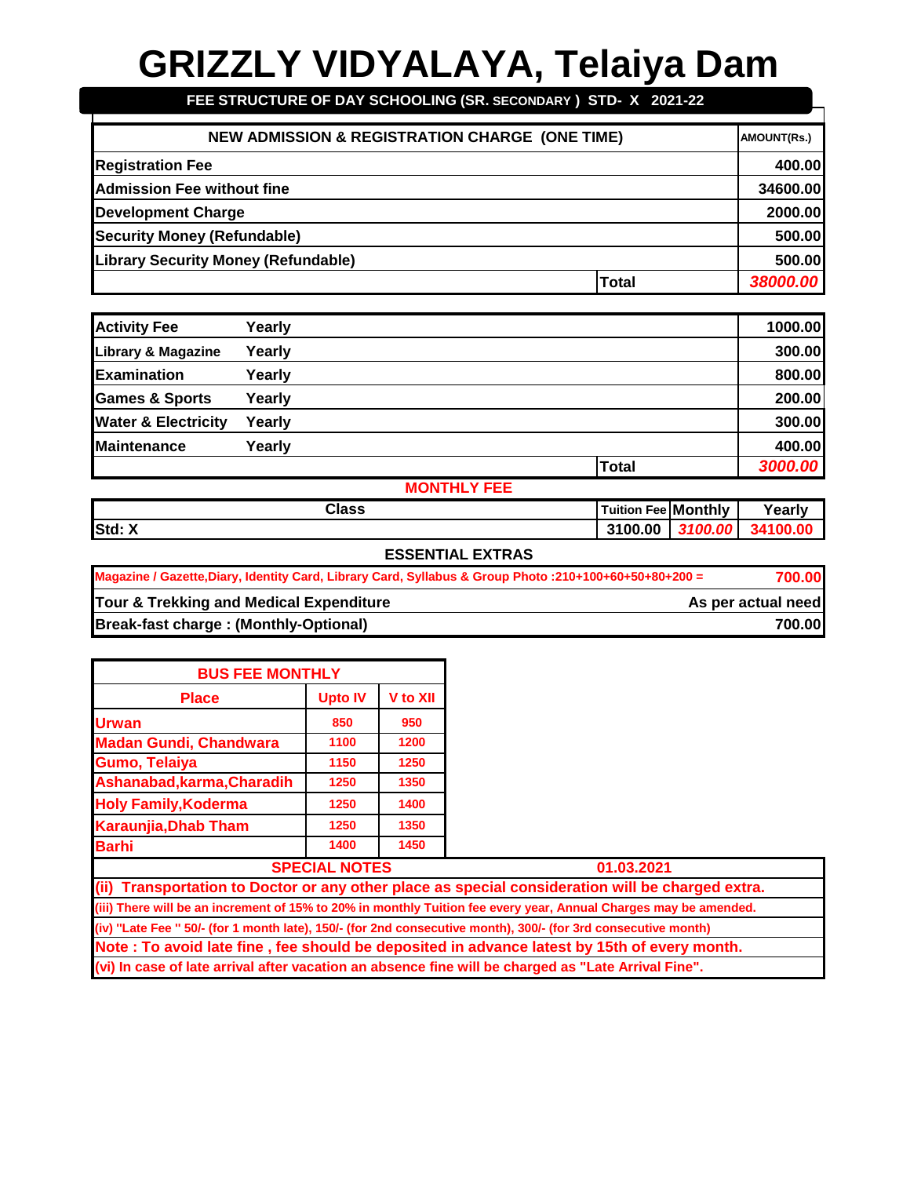# GRIZZLY VIDYALAYA, Telaiya Dam

**FEE STRUCTURE OF DAY SCHOOLING (SR. SECONDARY ) STD- X 2021-22**

| NEW ADMISSION & REGISTRATION CHARGE (ONE TIME) | | AMOUNT(Rs.) |
|---|---|---|
| Registration Fee | | 400.00 |
| Admission Fee without fine | | 34600.00 |
| Development Charge | | 2000.00 |
| Security Money (Refundable) | | 500.00 |
| Library Security Money (Refundable) | | 500.00 |
| | Total | *38000.00* |

| | | | |
|---|---|---|---|
| Activity Fee | Yearly | | 1000.00 |
| Library & Magazine | Yearly | | 300.00 |
| Examination | Yearly | | 800.00 |
| Games & Sports | Yearly | | 200.00 |
| Water & Electricity | Yearly | | 300.00 |
| Maintenance | Yearly | | 400.00 |
| | | Total | *3000.00* |

**MONTHLY FEE**

| Class | Tuition Fee | Monthly | Yearly |
|---|---|---|---|
| Std: X | 3100.00 | *3100.00* | 34100.00 |

**ESSENTIAL EXTRAS**

| | |
|---|---|
| Magazine / Gazette,Diary, Identity Card, Library Card, Syllabus & Group Photo :210+100+60+50+80+200 = | 700.00 |
| Tour & Trekking and Medical Expenditure | As per actual need |
| Break-fast charge : (Monthly-Optional) | 700.00 |

| BUS FEE MONTHLY | | |
|---|---|---|
| Place | Upto IV | V to XII |
| Urwan | 850 | 950 |
| Madan Gundi, Chandwara | 1100 | 1200 |
| Gumo, Telaiya | 1150 | 1250 |
| Ashanabad,karma,Charadih | 1250 | 1350 |
| Holy Family,Koderma | 1250 | 1400 |
| Karaunjia,Dhab Tham | 1250 | 1350 |
| Barhi | 1400 | 1450 |

**SPECIAL NOTES** 01.03.2021

(ii) Transportation to Doctor or any other place as special consideration will be charged extra.

(iii) There will be an increment of 15% to 20% in monthly Tuition fee every year, Annual Charges may be amended.

(iv) "Late Fee " 50/- (for 1 month late), 150/- (for 2nd consecutive month), 300/- (for 3rd consecutive month)

Note : To avoid late fine , fee should be deposited in advance latest by 15th of every month.

(vi) In case of late arrival after vacation an absence fine will be charged as "Late Arrival Fine".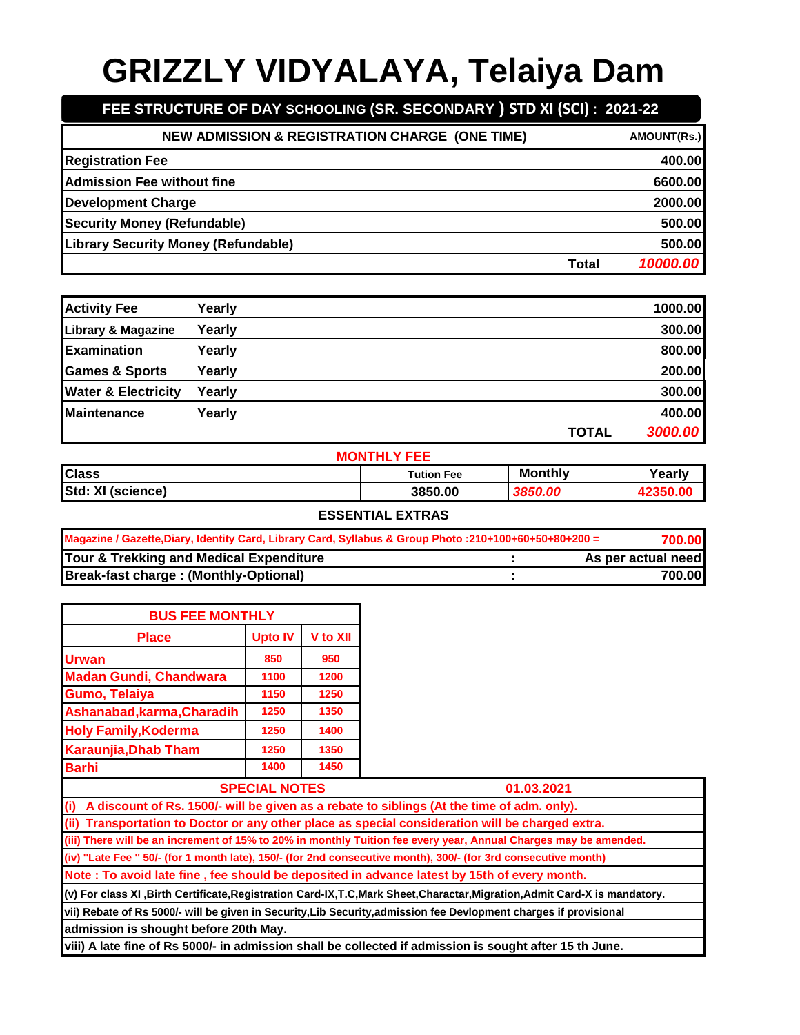# GRIZZLY VIDYALAYA, Telaiya Dam

## FEE STRUCTURE OF DAY SCHOOLING (SR. SECONDARY ) STD XI (SCI) : 2021-22

| NEW ADMISSION & REGISTRATION CHARGE (ONE TIME) | | AMOUNT(Rs.) |
|---|---|---|
| Registration Fee | | 400.00 |
| Admission Fee without fine | | 6600.00 |
| Development Charge | | 2000.00 |
| Security Money (Refundable) | | 500.00 |
| Library Security Money (Refundable) | | 500.00 |
| | Total | *10000.00* |

| | | | |
|---|---|---|---|
| Activity Fee | Yearly | | 1000.00 |
| Library & Magazine | Yearly | | 300.00 |
| Examination | Yearly | | 800.00 |
| Games & Sports | Yearly | | 200.00 |
| Water & Electricity | Yearly | | 300.00 |
| Maintenance | Yearly | | 400.00 |
| | | TOTAL | *3000.00* |

**MONTHLY FEE**

| Class | Tution Fee | Monthly | Yearly |
|---|---|---|---|
| Std: XI (science) | 3850.00 | *3850.00* | 42350.00 |

**ESSENTIAL EXTRAS**

| | | |
|---|---|---|
| Magazine / Gazette,Diary, Identity Card, Library Card, Syllabus & Group Photo :210+100+60+50+80+200 = | | 700.00 |
| Tour & Trekking and Medical Expenditure | : | As per actual need |
| Break-fast charge : (Monthly-Optional) | : | 700.00 |

| BUS FEE MONTHLY | | |
|---|---|---|
| Place | Upto IV | V to XII |
| Urwan | 850 | 950 |
| Madan Gundi, Chandwara | 1100 | 1200 |
| Gumo, Telaiya | 1150 | 1250 |
| Ashanabad,karma,Charadih | 1250 | 1350 |
| Holy Family,Koderma | 1250 | 1400 |
| Karaunjia,Dhab Tham | 1250 | 1350 |
| Barhi | 1400 | 1450 |

**SPECIAL NOTES** 01.03.2021

(i) A discount of Rs. 1500/- will be given as a rebate to siblings (At the time of adm. only).

(ii) Transportation to Doctor or any other place as special consideration will be charged extra.

(iii) There will be an increment of 15% to 20% in monthly Tuition fee every year, Annual Charges may be amended.

(iv) "Late Fee " 50/- (for 1 month late), 150/- (for 2nd consecutive month), 300/- (for 3rd consecutive month)

Note : To avoid late fine , fee should be deposited in advance latest by 15th of every month.

(v) For class XI ,Birth Certificate,Registration Card-IX,T.C,Mark Sheet,Charactar,Migration,Admit Card-X is mandatory.

vii) Rebate of Rs 5000/- will be given in Security,Lib Security,admission fee Devlopment charges if provisional admission is shought before 20th May.

viii) A late fine of Rs 5000/- in admission shall be collected if admission is sought after 15 th June.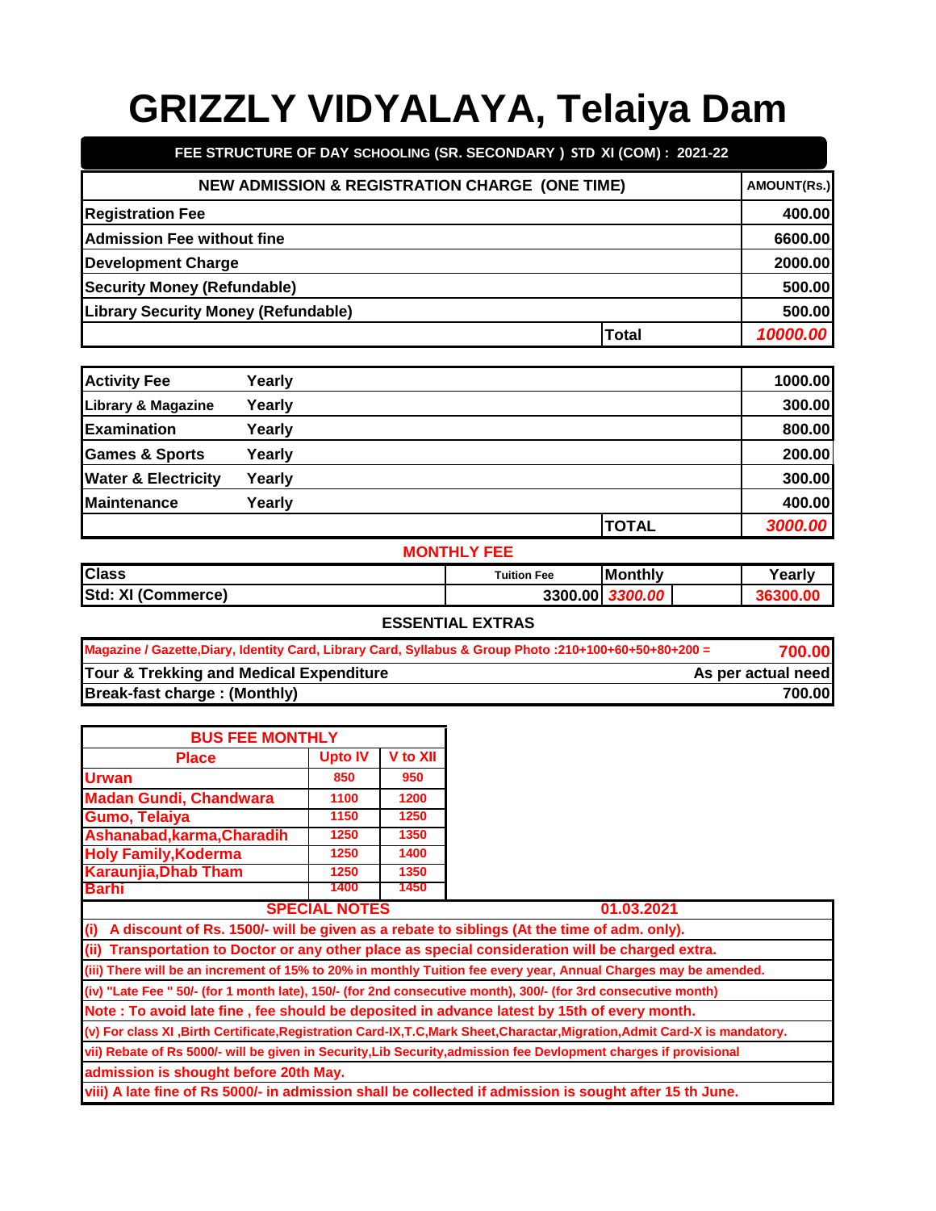# GRIZZLY VIDYALAYA, Telaiya Dam

## FEE STRUCTURE OF DAY SCHOOLING (SR. SECONDARY ) STD XI (COM) : 2021-22

| NEW ADMISSION & REGISTRATION CHARGE (ONE TIME) | | AMOUNT(Rs.) |
|---|---|---|
| Registration Fee | | 400.00 |
| Admission Fee without fine | | 6600.00 |
| Development Charge | | 2000.00 |
| Security Money (Refundable) | | 500.00 |
| Library Security Money (Refundable) | | 500.00 |
| | Total | 10000.00 |

| | | | |
|---|---|---|---|
| Activity Fee | Yearly | | 1000.00 |
| Library & Magazine | Yearly | | 300.00 |
| Examination | Yearly | | 800.00 |
| Games & Sports | Yearly | | 200.00 |
| Water & Electricity | Yearly | | 300.00 |
| Maintenance | Yearly | | 400.00 |
| | | TOTAL | 3000.00 |

### MONTHLY FEE

| Class | Tuition Fee | Monthly | Yearly |
|---|---|---|---|
| Std: XI (Commerce) | 3300.00 | 3300.00 | 36300.00 |

### ESSENTIAL EXTRAS

| | |
|---|---|
| Magazine / Gazette,Diary, Identity Card, Library Card, Syllabus & Group Photo :210+100+60+50+80+200 = | 700.00 |
| Tour & Trekking and Medical Expenditure | As per actual need |
| Break-fast charge : (Monthly) | 700.00 |

| BUS FEE MONTHLY | | |
|---|---|---|
| Place | Upto IV | V to XII |
| Urwan | 850 | 950 |
| Madan Gundi, Chandwara | 1100 | 1200 |
| Gumo, Telaiya | 1150 | 1250 |
| Ashanabad,karma,Charadih | 1250 | 1350 |
| Holy Family,Koderma | 1250 | 1400 |
| Karaunjia,Dhab Tham | 1250 | 1350 |
| Barhi | 1400 | 1450 |

### SPECIAL NOTES 01.03.2021

(i) A discount of Rs. 1500/- will be given as a rebate to siblings (At the time of adm. only).

(ii) Transportation to Doctor or any other place as special consideration will be charged extra.

(iii) There will be an increment of 15% to 20% in monthly Tuition fee every year, Annual Charges may be amended.

(iv) "Late Fee " 50/- (for 1 month late), 150/- (for 2nd consecutive month), 300/- (for 3rd consecutive month)

Note : To avoid late fine , fee should be deposited in advance latest by 15th of every month.

(v) For class XI ,Birth Certificate,Registration Card-IX,T.C,Mark Sheet,Charactar,Migration,Admit Card-X is mandatory.

vii) Rebate of Rs 5000/- will be given in Security,Lib Security,admission fee Devlopment charges if provisional admission is shought before 20th May.

viii) A late fine of Rs 5000/- in admission shall be collected if admission is sought after 15 th June.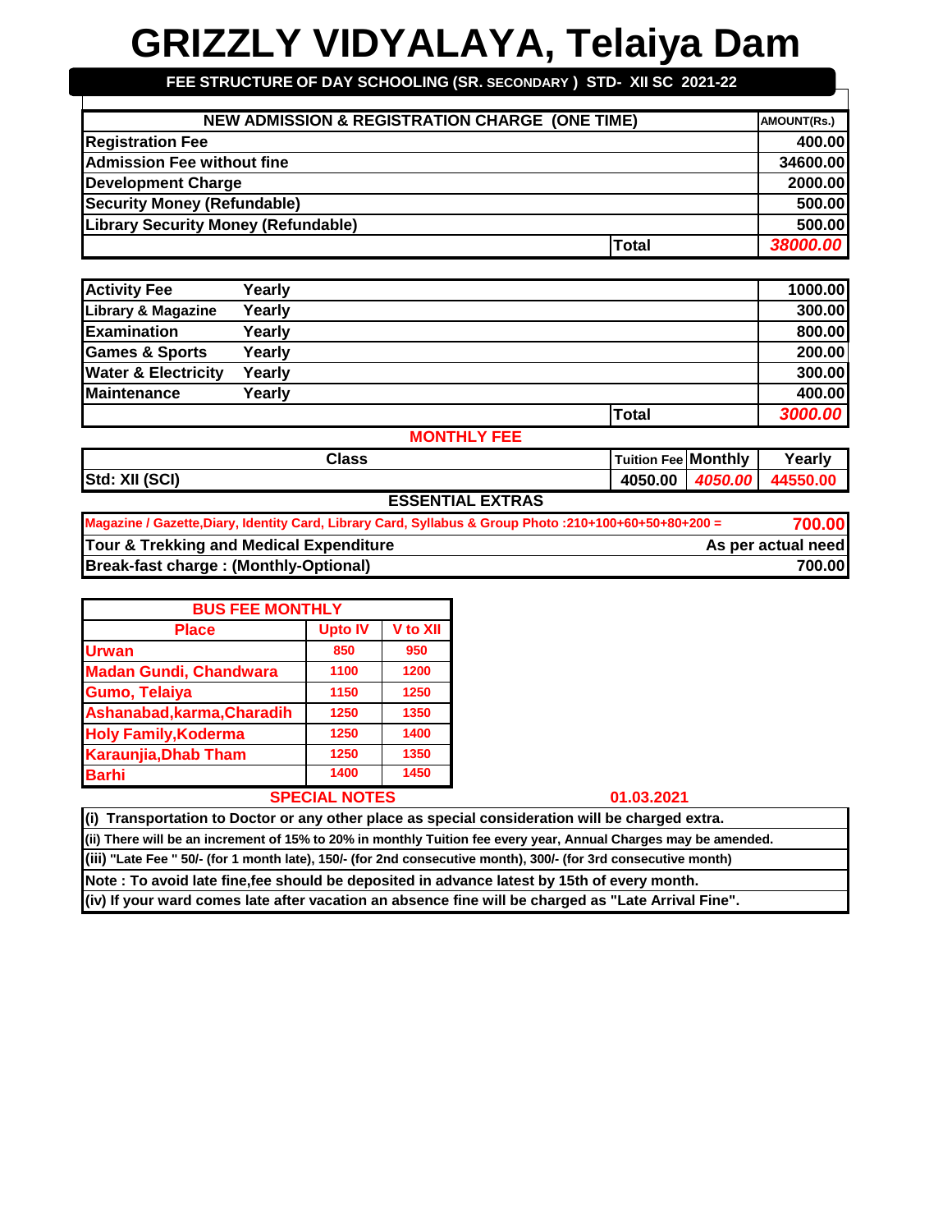# GRIZZLY VIDYALAYA, Telaiya Dam

**FEE STRUCTURE OF DAY SCHOOLING (SR. SECONDARY ) STD- XII SC 2021-22**

| NEW ADMISSION & REGISTRATION CHARGE (ONE TIME) | | AMOUNT(Rs.) |
|---|---|---|
| Registration Fee | | 400.00 |
| Admission Fee without fine | | 34600.00 |
| Development Charge | | 2000.00 |
| Security Money (Refundable) | | 500.00 |
| Library Security Money (Refundable) | | 500.00 |
| | Total | *38000.00* |

| | | | |
|---|---|---|---|
| Activity Fee | Yearly | | 1000.00 |
| Library & Magazine | Yearly | | 300.00 |
| Examination | Yearly | | 800.00 |
| Games & Sports | Yearly | | 200.00 |
| Water & Electricity | Yearly | | 300.00 |
| Maintenance | Yearly | | 400.00 |
| | | Total | *3000.00* |

**MONTHLY FEE**

| Class | Tuition Fee | Monthly | Yearly |
|---|---|---|---|
| Std: XII (SCI) | 4050.00 | *4050.00* | 44550.00 |

**ESSENTIAL EXTRAS**

| | |
|---|---|
| Magazine / Gazette,Diary, Identity Card, Library Card, Syllabus & Group Photo :210+100+60+50+80+200 = | 700.00 |
| Tour & Trekking and Medical Expenditure | As per actual need |
| Break-fast charge : (Monthly-Optional) | 700.00 |

| BUS FEE MONTHLY | | |
|---|---|---|
| Place | Upto IV | V to XII |
| Urwan | 850 | 950 |
| Madan Gundi, Chandwara | 1100 | 1200 |
| Gumo, Telaiya | 1150 | 1250 |
| Ashanabad,karma,Charadih | 1250 | 1350 |
| Holy Family,Koderma | 1250 | 1400 |
| Karaunjia,Dhab Tham | 1250 | 1350 |
| Barhi | 1400 | 1450 |

**SPECIAL NOTES** 01.03.2021

(i) Transportation to Doctor or any other place as special consideration will be charged extra.

(ii) There will be an increment of 15% to 20% in monthly Tuition fee every year, Annual Charges may be amended.

(iii) "Late Fee " 50/- (for 1 month late), 150/- (for 2nd consecutive month), 300/- (for 3rd consecutive month)

Note : To avoid late fine,fee should be deposited in advance latest by 15th of every month.

(iv) If your ward comes late after vacation an absence fine will be charged as "Late Arrival Fine".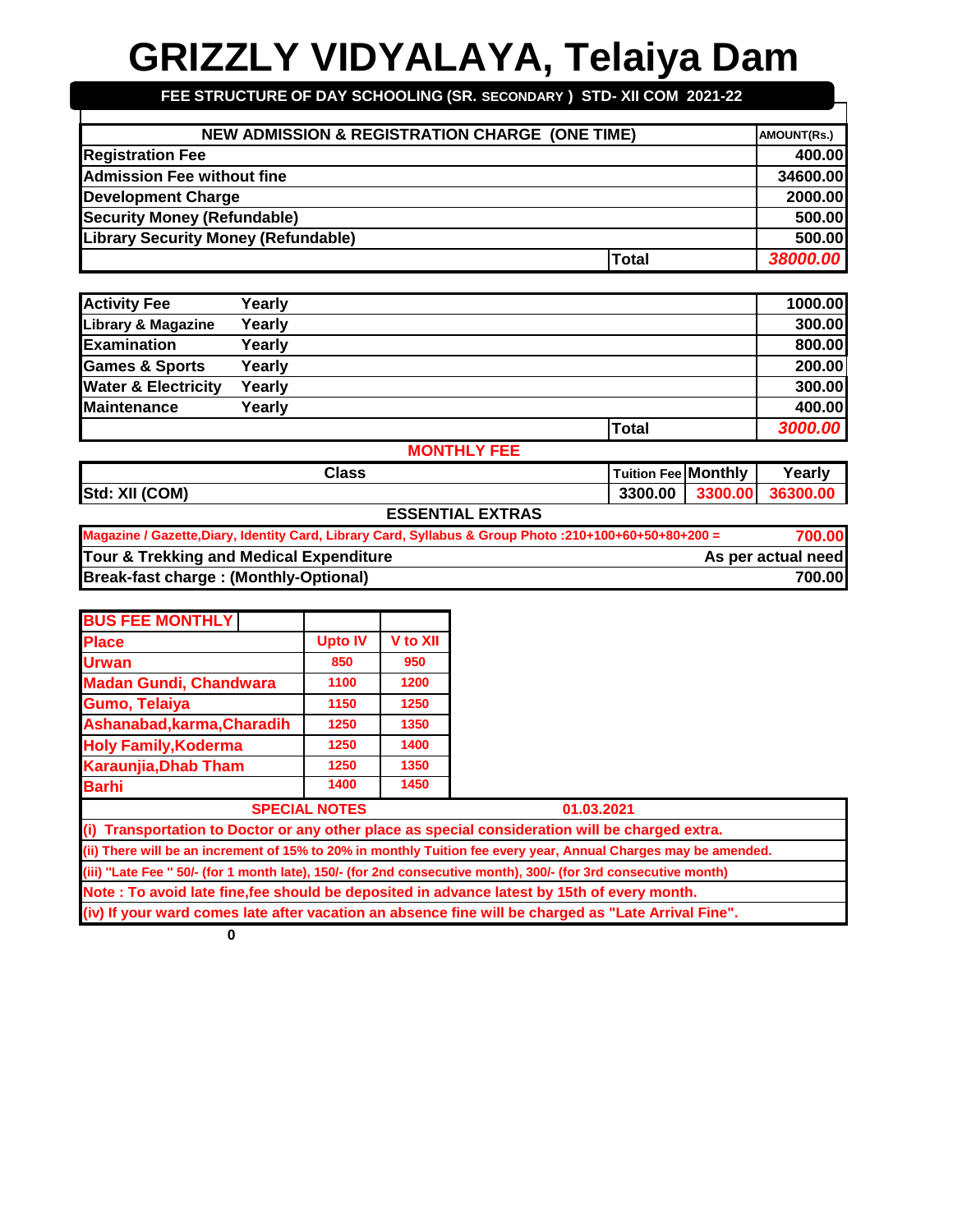# GRIZZLY VIDYALAYA, Telaiya Dam

**FEE STRUCTURE OF DAY SCHOOLING (SR. SECONDARY ) STD- XII COM 2021-22**

| NEW ADMISSION & REGISTRATION CHARGE (ONE TIME) | | AMOUNT(Rs.) |
|---|---|---|
| Registration Fee | | 400.00 |
| Admission Fee without fine | | 34600.00 |
| Development Charge | | 2000.00 |
| Security Money (Refundable) | | 500.00 |
| Library Security Money (Refundable) | | 500.00 |
| | Total | *38000.00* |

| | | | |
|---|---|---|---|
| Activity Fee | Yearly | | 1000.00 |
| Library & Magazine | Yearly | | 300.00 |
| Examination | Yearly | | 800.00 |
| Games & Sports | Yearly | | 200.00 |
| Water & Electricity | Yearly | | 300.00 |
| Maintenance | Yearly | | 400.00 |
| | | Total | *3000.00* |

**MONTHLY FEE**

| Class | Tuition Fee | Monthly | Yearly |
|---|---|---|---|
| Std: XII (COM) | 3300.00 | 3300.00 | 36300.00 |

**ESSENTIAL EXTRAS**

| | |
|---|---|
| Magazine / Gazette,Diary, Identity Card, Library Card, Syllabus & Group Photo :210+100+60+50+80+200 = | 700.00 |
| Tour & Trekking and Medical Expenditure | As per actual need |
| Break-fast charge : (Monthly-Optional) | 700.00 |

| BUS FEE MONTHLY | | |
|---|---|---|
| Place | Upto IV | V to XII |
| Urwan | 850 | 950 |
| Madan Gundi, Chandwara | 1100 | 1200 |
| Gumo, Telaiya | 1150 | 1250 |
| Ashanabad,karma,Charadih | 1250 | 1350 |
| Holy Family,Koderma | 1250 | 1400 |
| Karaunjia,Dhab Tham | 1250 | 1350 |
| Barhi | 1400 | 1450 |

**SPECIAL NOTES** 01.03.2021

(i) Transportation to Doctor or any other place as special consideration will be charged extra.

(ii) There will be an increment of 15% to 20% in monthly Tuition fee every year, Annual Charges may be amended.

(iii) "Late Fee " 50/- (for 1 month late), 150/- (for 2nd consecutive month), 300/- (for 3rd consecutive month)

Note : To avoid late fine,fee should be deposited in advance latest by 15th of every month.

(iv) If your ward comes late after vacation an absence fine will be charged as "Late Arrival Fine".

0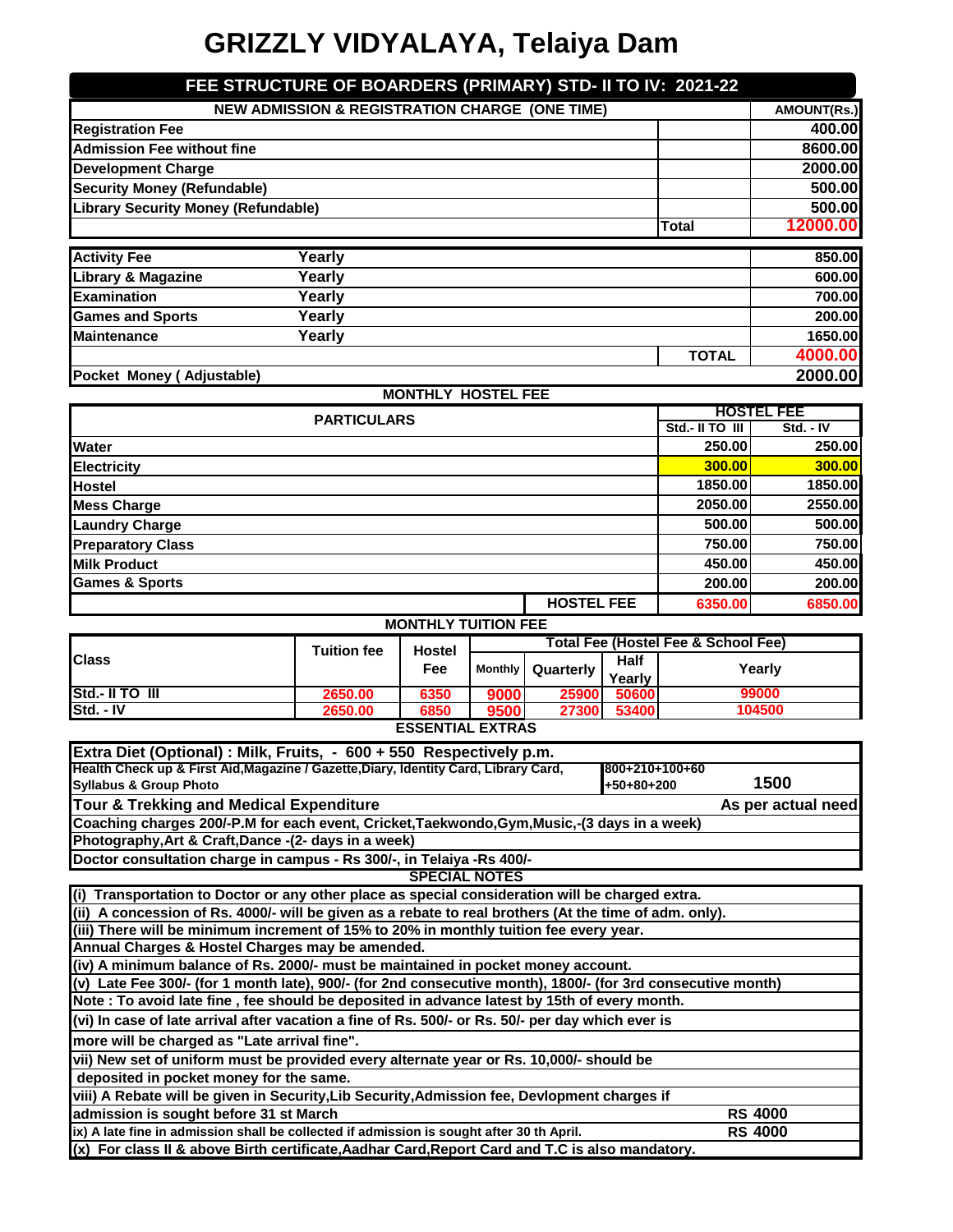# GRIZZLY VIDYALAYA, Telaiya Dam

## FEE STRUCTURE OF BOARDERS (PRIMARY) STD- II TO IV: 2021-22

| NEW ADMISSION & REGISTRATION CHARGE (ONE TIME) | | AMOUNT(Rs.) |
|---|---|---|
| Registration Fee | | 400.00 |
| Admission Fee without fine | | 8600.00 |
| Development Charge | | 2000.00 |
| Security Money (Refundable) | | 500.00 |
| Library Security Money (Refundable) | | 500.00 |
| | Total | 12000.00 |

| | | | |
|---|---|---|---|
| Activity Fee | Yearly | | 850.00 |
| Library & Magazine | Yearly | | 600.00 |
| Examination | Yearly | | 700.00 |
| Games and Sports | Yearly | | 200.00 |
| Maintenance | Yearly | | 1650.00 |
| | | TOTAL | 4000.00 |
| Pocket Money ( Adjustable) | | | 2000.00 |

### MONTHLY HOSTEL FEE

| PARTICULARS | | HOSTEL FEE | |
|---|---|---|---|
| | | Std.- II TO III | Std. - IV |
| Water | | 250.00 | 250.00 |
| Electricity | | 300.00 | 300.00 |
| Hostel | | 1850.00 | 1850.00 |
| Mess Charge | | 2050.00 | 2550.00 |
| Laundry Charge | | 500.00 | 500.00 |
| Preparatory Class | | 750.00 | 750.00 |
| Milk Product | | 450.00 | 450.00 |
| Games & Sports | | 200.00 | 200.00 |
| | HOSTEL FEE | 6350.00 | 6850.00 |

### MONTHLY TUITION FEE

| Class | Tuition fee | Hostel Fee | Total Fee (Hostel Fee & School Fee) | | | |
|---|---|---|---|---|---|---|
| | | | Monthly | Quarterly | Half Yearly | Yearly |
| Std.- II TO III | 2650.00 | 6350 | 9000 | 25900 | 50600 | 99000 |
| Std. - IV | 2650.00 | 6850 | 9500 | 27300 | 53400 | 104500 |

### ESSENTIAL EXTRAS

| | | |
|---|---|---|
| Extra Diet (Optional) : Milk, Fruits, - 600 + 550 Respectively p.m. | | |
| Health Check up & First Aid,Magazine / Gazette,Diary, Identity Card, Library Card, Syllabus & Group Photo | 800+210+100+60 +50+80+200 | 1500 |
| Tour & Trekking and Medical Expenditure | | As per actual need |
| Coaching charges 200/-P.M for each event, Cricket,Taekwondo,Gym,Music,-(3 days in a week) | | |
| Photography,Art & Craft,Dance -(2- days in a week) | | |
| Doctor consultation charge in campus - Rs 300/-, in Telaiya -Rs 400/- | | |

### SPECIAL NOTES

(i) Transportation to Doctor or any other place as special consideration will be charged extra.

(ii) A concession of Rs. 4000/- will be given as a rebate to real brothers (At the time of adm. only).

(iii) There will be minimum increment of 15% to 20% in monthly tuition fee every year.

Annual Charges & Hostel Charges may be amended.

(iv) A minimum balance of Rs. 2000/- must be maintained in pocket money account.

(v) Late Fee 300/- (for 1 month late), 900/- (for 2nd consecutive month), 1800/- (for 3rd consecutive month)

Note : To avoid late fine , fee should be deposited in advance latest by 15th of every month.

(vi) In case of late arrival after vacation a fine of Rs. 500/- or Rs. 50/- per day which ever is more will be charged as "Late arrival fine".

vii) New set of uniform must be provided every alternate year or Rs. 10,000/- should be deposited in pocket money for the same.

viii) A Rebate will be given in Security,Lib Security,Admission fee, Devlopment charges if admission is sought before 31 st March — RS 4000

ix) A late fine in admission shall be collected if admission is sought after 30 th April. — RS 4000

(x) For class II & above Birth certificate,Aadhar Card,Report Card and T.C is also mandatory.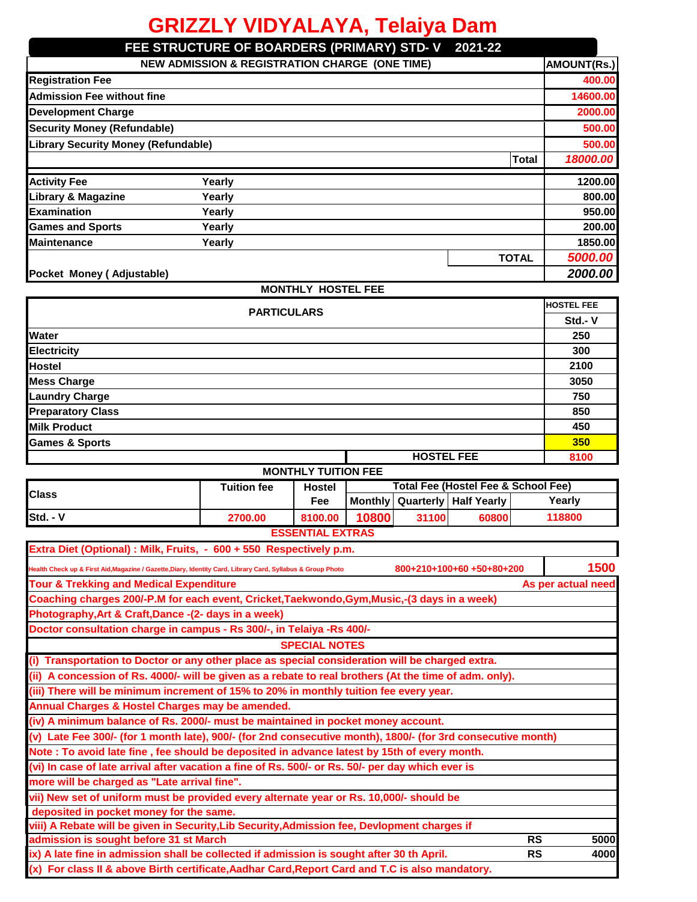# GRIZZLY VIDYALAYA, Telaiya Dam

## FEE STRUCTURE OF BOARDERS (PRIMARY) STD- V 2021-22

| NEW ADMISSION & REGISTRATION CHARGE (ONE TIME) | | AMOUNT(Rs.) |
|---|---|---|
| Registration Fee | | 400.00 |
| Admission Fee without fine | | 14600.00 |
| Development Charge | | 2000.00 |
| Security Money (Refundable) | | 500.00 |
| Library Security Money (Refundable) | | 500.00 |
| | Total | 18000.00 |

| | | |
|---|---|---|
| Activity Fee | Yearly | 1200.00 |
| Library & Magazine | Yearly | 800.00 |
| Examination | Yearly | 950.00 |
| Games and Sports | Yearly | 200.00 |
| Maintenance | Yearly | 1850.00 |
| | TOTAL | 5000.00 |
| Pocket Money ( Adjustable) | | 2000.00 |

### MONTHLY HOSTEL FEE

| PARTICULARS | HOSTEL FEE Std.- V |
|---|---|
| Water | 250 |
| Electricity | 300 |
| Hostel | 2100 |
| Mess Charge | 3050 |
| Laundry Charge | 750 |
| Preparatory Class | 850 |
| Milk Product | 450 |
| Games & Sports | 350 |
| HOSTEL FEE | 8100 |

### MONTHLY TUITION FEE

| Class | Tuition fee | Hostel Fee | Total Fee (Hostel Fee & School Fee) | | | |
|---|---|---|---|---|---|---|
| | | | Monthly | Quarterly | Half Yearly | Yearly |
| Std. - V | 2700.00 | 8100.00 | 10800 | 31100 | 60800 | 118800 |

### ESSENTIAL EXTRAS

| | | |
|---|---|---|
| Extra Diet (Optional) : Milk, Fruits, - 600 + 550 Respectively p.m. | | |
| Health Check up & First Aid,Magazine / Gazette,Diary, Identity Card, Library Card, Syllabus & Group Photo | 800+210+100+60 +50+80+200 | 1500 |
| Tour & Trekking and Medical Expenditure | | As per actual need |
| Coaching charges 200/-P.M for each event, Cricket,Taekwondo,Gym,Music,-(3 days in a week) | | |
| Photography,Art & Craft,Dance -(2- days in a week) | | |
| Doctor consultation charge in campus - Rs 300/-, in Telaiya -Rs 400/- | | |

### SPECIAL NOTES

(i) Transportation to Doctor or any other place as special consideration will be charged extra.

(ii) A concession of Rs. 4000/- will be given as a rebate to real brothers (At the time of adm. only).

(iii) There will be minimum increment of 15% to 20% in monthly tuition fee every year.

Annual Charges & Hostel Charges may be amended.

(iv) A minimum balance of Rs. 2000/- must be maintained in pocket money account.

(v) Late Fee 300/- (for 1 month late), 900/- (for 2nd consecutive month), 1800/- (for 3rd consecutive month)

Note : To avoid late fine , fee should be deposited in advance latest by 15th of every month.

(vi) In case of late arrival after vacation a fine of Rs. 500/- or Rs. 50/- per day which ever is more will be charged as "Late arrival fine".

vii) New set of uniform must be provided every alternate year or Rs. 10,000/- should be deposited in pocket money for the same.

viii) A Rebate will be given in Security,Lib Security,Admission fee, Devlopment charges if admission is sought before 31 st March — RS 5000

ix) A late fine in admission shall be collected if admission is sought after 30 th April. — RS 4000

(x) For class II & above Birth certificate,Aadhar Card,Report Card and T.C is also mandatory.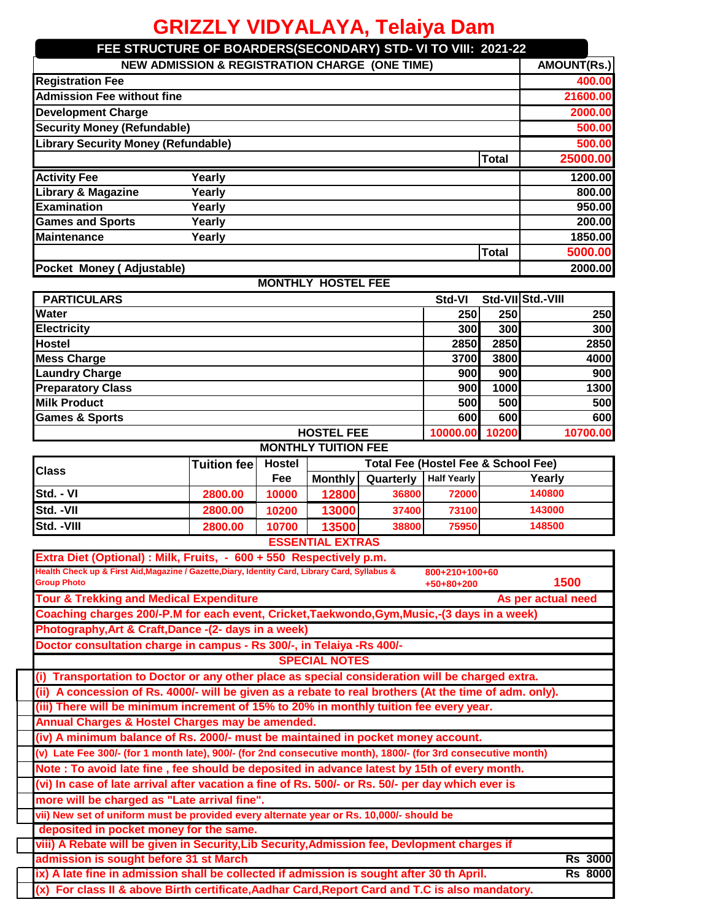# GRIZZLY VIDYALAYA, Telaiya Dam

## FEE STRUCTURE OF BOARDERS(SECONDARY) STD- VI TO VIII: 2021-22

| NEW ADMISSION & REGISTRATION CHARGE (ONE TIME) | | | AMOUNT(Rs.) |
|---|---|---|---|
| Registration Fee | | | 400.00 |
| Admission Fee without fine | | | 21600.00 |
| Development Charge | | | 2000.00 |
| Security Money (Refundable) | | | 500.00 |
| Library Security Money (Refundable) | | | 500.00 |
| | | Total | 25000.00 |
| Activity Fee | Yearly | | 1200.00 |
| Library & Magazine | Yearly | | 800.00 |
| Examination | Yearly | | 950.00 |
| Games and Sports | Yearly | | 200.00 |
| Maintenance | Yearly | | 1850.00 |
| | | Total | 5000.00 |
| Pocket Money ( Adjustable) | | | 2000.00 |

### MONTHLY HOSTEL FEE

| PARTICULARS | Std-VI | Std-VII | Std.-VIII |
|---|---|---|---|
| Water | 250 | 250 | 250 |
| Electricity | 300 | 300 | 300 |
| Hostel | 2850 | 2850 | 2850 |
| Mess Charge | 3700 | 3800 | 4000 |
| Laundry Charge | 900 | 900 | 900 |
| Preparatory Class | 900 | 1000 | 1300 |
| Milk Product | 500 | 500 | 500 |
| Games & Sports | 600 | 600 | 600 |
| HOSTEL FEE | 10000.00 | 10200 | 10700.00 |

### MONTHLY TUITION FEE

| Class | Tuition fee | Hostel Fee | Total Fee (Hostel Fee & School Fee) | | | |
|---|---|---|---|---|---|---|
| | | | Monthly | Quarterly | Half Yearly | Yearly |
| Std. - VI | 2800.00 | 10000 | 12800 | 36800 | 72000 | 140800 |
| Std. -VII | 2800.00 | 10200 | 13000 | 37400 | 73100 | 143000 |
| Std. -VIII | 2800.00 | 10700 | 13500 | 38800 | 75950 | 148500 |

### ESSENTIAL EXTRAS

Extra Diet (Optional) : Milk, Fruits, - 600 + 550 Respectively p.m.

Health Check up & First Aid,Magazine / Gazette,Diary, Identity Card, Library Card, Syllabus & Group Photo — 800+210+100+60 +50+80+200 — 1500

Tour & Trekking and Medical Expenditure — As per actual need

Coaching charges 200/-P.M for each event, Cricket,Taekwondo,Gym,Music,-(3 days in a week)

Photography,Art & Craft,Dance -(2- days in a week)

Doctor consultation charge in campus - Rs 300/-, in Telaiya -Rs 400/-

### SPECIAL NOTES

(i) Transportation to Doctor or any other place as special consideration will be charged extra.

(ii) A concession of Rs. 4000/- will be given as a rebate to real brothers (At the time of adm. only).

(iii) There will be minimum increment of 15% to 20% in monthly tuition fee every year.

Annual Charges & Hostel Charges may be amended.

(iv) A minimum balance of Rs. 2000/- must be maintained in pocket money account.

(v) Late Fee 300/- (for 1 month late), 900/- (for 2nd consecutive month), 1800/- (for 3rd consecutive month)

Note : To avoid late fine , fee should be deposited in advance latest by 15th of every month.

(vi) In case of late arrival after vacation a fine of Rs. 500/- or Rs. 50/- per day which ever is more will be charged as "Late arrival fine".

vii) New set of uniform must be provided every alternate year or Rs. 10,000/- should be deposited in pocket money for the same.

viii) A Rebate will be given in Security,Lib Security,Admission fee, Devlopment charges if admission is sought before 31 st March — Rs 3000

ix) A late fine in admission shall be collected if admission is sought after 30 th April. — Rs 8000

(x) For class II & above Birth certificate,Aadhar Card,Report Card and T.C is also mandatory.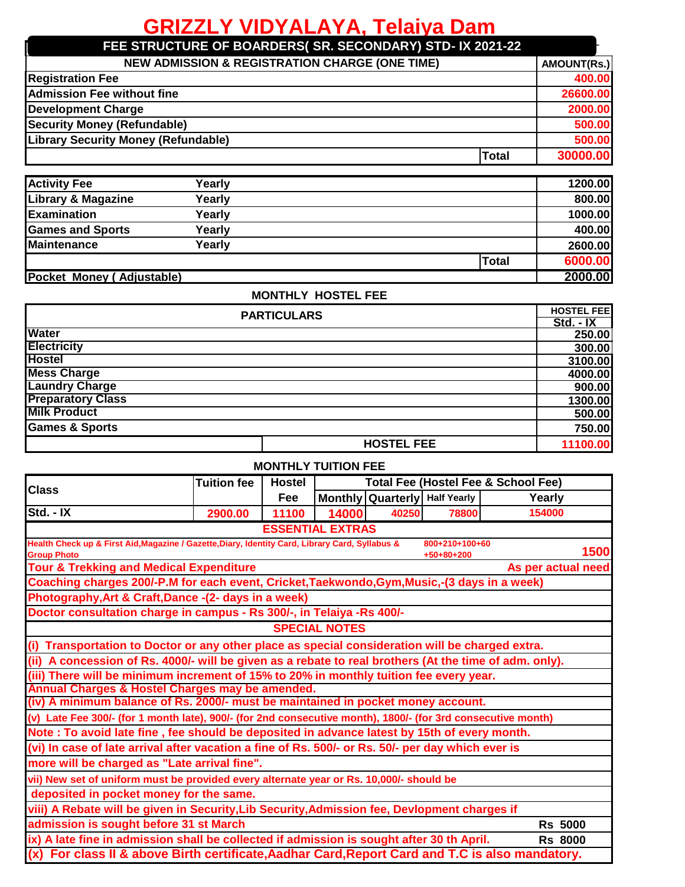# GRIZZLY VIDYALAYA, Telaiya Dam

## FEE STRUCTURE OF BOARDERS( SR. SECONDARY) STD- IX 2021-22

| NEW ADMISSION & REGISTRATION CHARGE (ONE TIME) | | AMOUNT(Rs.) |
|---|---|---|
| Registration Fee | | 400.00 |
| Admission Fee without fine | | 26600.00 |
| Development Charge | | 2000.00 |
| Security Money (Refundable) | | 500.00 |
| Library Security Money (Refundable) | | 500.00 |
| | Total | 30000.00 |

| | | | |
|---|---|---|---|
| Activity Fee | Yearly | | 1200.00 |
| Library & Magazine | Yearly | | 800.00 |
| Examination | Yearly | | 1000.00 |
| Games and Sports | Yearly | | 400.00 |
| Maintenance | Yearly | | 2600.00 |
| | | Total | 6000.00 |
| Pocket Money ( Adjustable) | | | 2000.00 |

### MONTHLY HOSTEL FEE

| PARTICULARS | | HOSTEL FEE Std. - IX |
|---|---|---|
| Water | | 250.00 |
| Electricity | | 300.00 |
| Hostel | | 3100.00 |
| Mess Charge | | 4000.00 |
| Laundry Charge | | 900.00 |
| Preparatory Class | | 1300.00 |
| Milk Product | | 500.00 |
| Games & Sports | | 750.00 |
| | HOSTEL FEE | 11100.00 |

### MONTHLY TUITION FEE

| Class | Tuition fee | Hostel Fee | Total Fee (Hostel Fee & School Fee) | | | |
|---|---|---|---|---|---|---|
| | | | Monthly | Quarterly | Half Yearly | Yearly |
| Std. - IX | 2900.00 | 11100 | 14000 | 40250 | 78800 | 154000 |

### ESSENTIAL EXTRAS

| | | |
|---|---|---|
| Health Check up & First Aid,Magazine / Gazette,Diary, Identity Card, Library Card, Syllabus & Group Photo | 800+210+100+60 +50+80+200 | 1500 |
| Tour & Trekking and Medical Expenditure | | As per actual need |

Coaching charges 200/-P.M for each event, Cricket,Taekwondo,Gym,Music,-(3 days in a week)

Photography,Art & Craft,Dance -(2- days in a week)

Doctor consultation charge in campus - Rs 300/-, in Telaiya -Rs 400/-

### SPECIAL NOTES

(i) Transportation to Doctor or any other place as special consideration will be charged extra.

(ii) A concession of Rs. 4000/- will be given as a rebate to real brothers (At the time of adm. only).

(iii) There will be minimum increment of 15% to 20% in monthly tuition fee every year.

Annual Charges & Hostel Charges may be amended.

(iv) A minimum balance of Rs. 2000/- must be maintained in pocket money account.

(v) Late Fee 300/- (for 1 month late), 900/- (for 2nd consecutive month), 1800/- (for 3rd consecutive month)

Note : To avoid late fine , fee should be deposited in advance latest by 15th of every month.

(vi) In case of late arrival after vacation a fine of Rs. 500/- or Rs. 50/- per day which ever is more will be charged as "Late arrival fine".

vii) New set of uniform must be provided every alternate year or Rs. 10,000/- should be deposited in pocket money for the same.

viii) A Rebate will be given in Security,Lib Security,Admission fee, Devlopment charges if admission is sought before 31 st March — Rs 5000

ix) A late fine in admission shall be collected if admission is sought after 30 th April. — Rs 8000

(x) For class II & above Birth certificate,Aadhar Card,Report Card and T.C is also mandatory.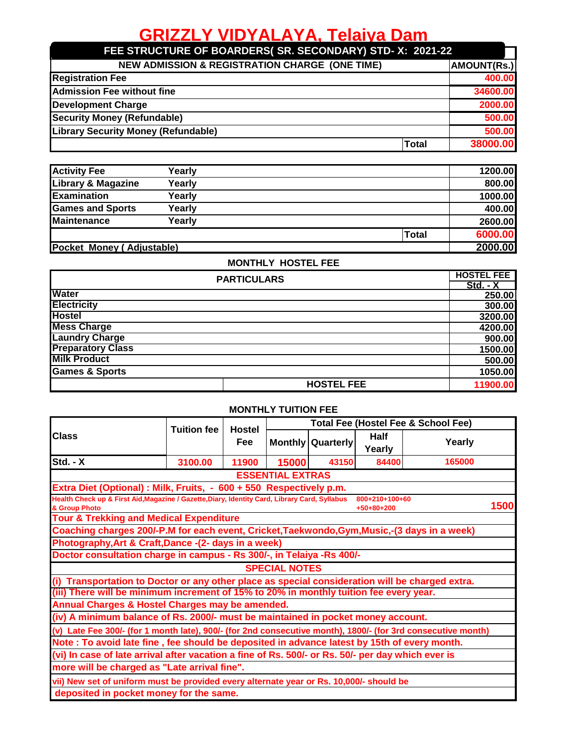# GRIZZLY VIDYALAYA, Telaiya Dam

## FEE STRUCTURE OF BOARDERS( SR. SECONDARY) STD- X: 2021-22

| NEW ADMISSION & REGISTRATION CHARGE (ONE TIME) | | AMOUNT(Rs.) |
|---|---|---|
| Registration Fee | | 400.00 |
| Admission Fee without fine | | 34600.00 |
| Development Charge | | 2000.00 |
| Security Money (Refundable) | | 500.00 |
| Library Security Money (Refundable) | | 500.00 |
| | Total | 38000.00 |

| | | | |
|---|---|---|---|
| Activity Fee | Yearly | | 1200.00 |
| Library & Magazine | Yearly | | 800.00 |
| Examination | Yearly | | 1000.00 |
| Games and Sports | Yearly | | 400.00 |
| Maintenance | Yearly | | 2600.00 |
| | | Total | 6000.00 |
| Pocket Money ( Adjustable) | | | 2000.00 |

### MONTHLY HOSTEL FEE

| PARTICULARS | HOSTEL FEE Std. - X |
|---|---|
| Water | 250.00 |
| Electricity | 300.00 |
| Hostel | 3200.00 |
| Mess Charge | 4200.00 |
| Laundry Charge | 900.00 |
| Preparatory Class | 1500.00 |
| Milk Product | 500.00 |
| Games & Sports | 1050.00 |
| HOSTEL FEE | 11900.00 |

### MONTHLY TUITION FEE

| Class | Tuition fee | Hostel Fee | Total Fee (Hostel Fee & School Fee) | | | |
|---|---|---|---|---|---|---|
| | | | Monthly | Quarterly | Half Yearly | Yearly |
| Std. - X | 3100.00 | 11900 | 15000 | 43150 | 84400 | 165000 |

**ESSENTIAL EXTRAS**

Extra Diet (Optional) : Milk, Fruits, - 600 + 550 Respectively p.m.

Health Check up & First Aid,Magazine / Gazette,Diary, Identity Card, Library Card, Syllabus & Group Photo — 800+210+100+60 +50+80+200 — 1500

Tour & Trekking and Medical Expenditure

Coaching charges 200/-P.M for each event, Cricket,Taekwondo,Gym,Music,-(3 days in a week)

Photography,Art & Craft,Dance -(2- days in a week)

Doctor consultation charge in campus - Rs 300/-, in Telaiya -Rs 400/-

**SPECIAL NOTES**

(i) Transportation to Doctor or any other place as special consideration will be charged extra.

(iii) There will be minimum increment of 15% to 20% in monthly tuition fee every year.

Annual Charges & Hostel Charges may be amended.

(iv) A minimum balance of Rs. 2000/- must be maintained in pocket money account.

(v) Late Fee 300/- (for 1 month late), 900/- (for 2nd consecutive month), 1800/- (for 3rd consecutive month)

Note : To avoid late fine , fee should be deposited in advance latest by 15th of every month.

(vi) In case of late arrival after vacation a fine of Rs. 500/- or Rs. 50/- per day which ever is more will be charged as "Late arrival fine".

vii) New set of uniform must be provided every alternate year or Rs. 10,000/- should be deposited in pocket money for the same.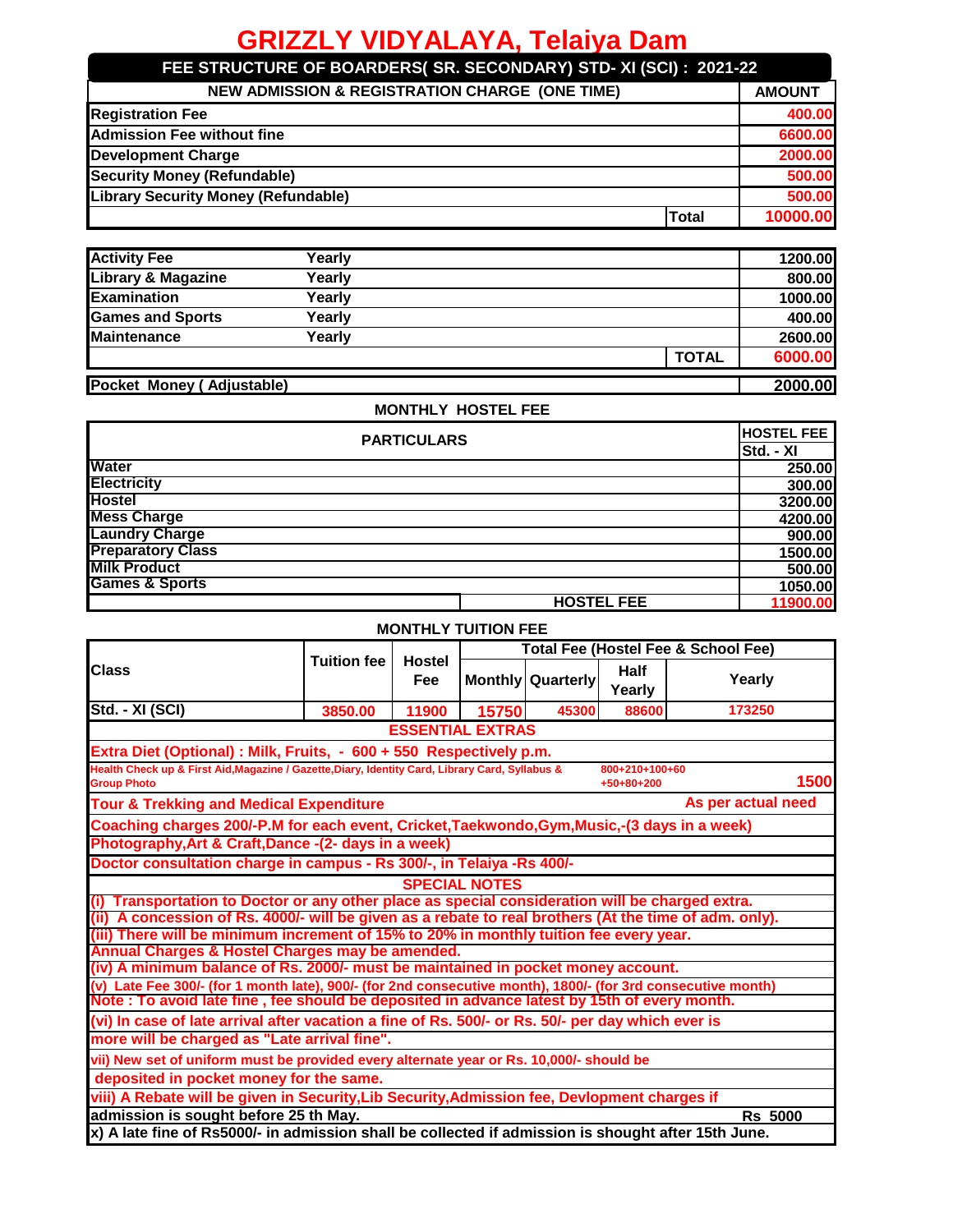# GRIZZLY VIDYALAYA, Telaiya Dam

## FEE STRUCTURE OF BOARDERS( SR. SECONDARY) STD- XI (SCI) : 2021-22

| NEW ADMISSION & REGISTRATION CHARGE (ONE TIME) | | AMOUNT |
|---|---|---|
| Registration Fee | | 400.00 |
| Admission Fee without fine | | 6600.00 |
| Development Charge | | 2000.00 |
| Security Money (Refundable) | | 500.00 |
| Library Security Money (Refundable) | | 500.00 |
| | Total | 10000.00 |

| | | | |
|---|---|---|---|
| Activity Fee | Yearly | | 1200.00 |
| Library & Magazine | Yearly | | 800.00 |
| Examination | Yearly | | 1000.00 |
| Games and Sports | Yearly | | 400.00 |
| Maintenance | Yearly | | 2600.00 |
| | | TOTAL | 6000.00 |

| | |
|---|---|
| Pocket Money ( Adjustable) | 2000.00 |

### MONTHLY HOSTEL FEE

| PARTICULARS | | HOSTEL FEE Std. - XI |
|---|---|---|
| Water | | 250.00 |
| Electricity | | 300.00 |
| Hostel | | 3200.00 |
| Mess Charge | | 4200.00 |
| Laundry Charge | | 900.00 |
| Preparatory Class | | 1500.00 |
| Milk Product | | 500.00 |
| Games & Sports | | 1050.00 |
| | HOSTEL FEE | 11900.00 |

### MONTHLY TUITION FEE

| Class | Tuition fee | Hostel Fee | Total Fee (Hostel Fee & School Fee) | | | |
|---|---|---|---|---|---|---|
| | | | Monthly | Quarterly | Half Yearly | Yearly |
| Std. - XI (SCI) | 3850.00 | 11900 | 15750 | 45300 | 88600 | 173250 |

**ESSENTIAL EXTRAS**

Extra Diet (Optional) : Milk, Fruits, - 600 + 550 Respectively p.m.

| | | |
|---|---|---|
| Health Check up & First Aid,Magazine / Gazette,Diary, Identity Card, Library Card, Syllabus & Group Photo | 800+210+100+60 +50+80+200 | 1500 |
| Tour & Trekking and Medical Expenditure | | As per actual need |

Coaching charges 200/-P.M for each event, Cricket,Taekwondo,Gym,Music,-(3 days in a week)

Photography,Art & Craft,Dance -(2- days in a week)

Doctor consultation charge in campus - Rs 300/-, in Telaiya -Rs 400/-

**SPECIAL NOTES**

(i) Transportation to Doctor or any other place as special consideration will be charged extra.

(ii) A concession of Rs. 4000/- will be given as a rebate to real brothers (At the time of adm. only).

(iii) There will be minimum increment of 15% to 20% in monthly tuition fee every year.

Annual Charges & Hostel Charges may be amended.

(iv) A minimum balance of Rs. 2000/- must be maintained in pocket money account.

(v) Late Fee 300/- (for 1 month late), 900/- (for 2nd consecutive month), 1800/- (for 3rd consecutive month)

Note : To avoid late fine , fee should be deposited in advance latest by 15th of every month.

(vi) In case of late arrival after vacation a fine of Rs. 500/- or Rs. 50/- per day which ever is more will be charged as "Late arrival fine".

vii) New set of uniform must be provided every alternate year or Rs. 10,000/- should be deposited in pocket money for the same.

viii) A Rebate will be given in Security,Lib Security,Admission fee, Devlopment charges if admission is sought before 25 th May. Rs 5000

x) A late fine of Rs5000/- in admission shall be collected if admission is shought after 15th June.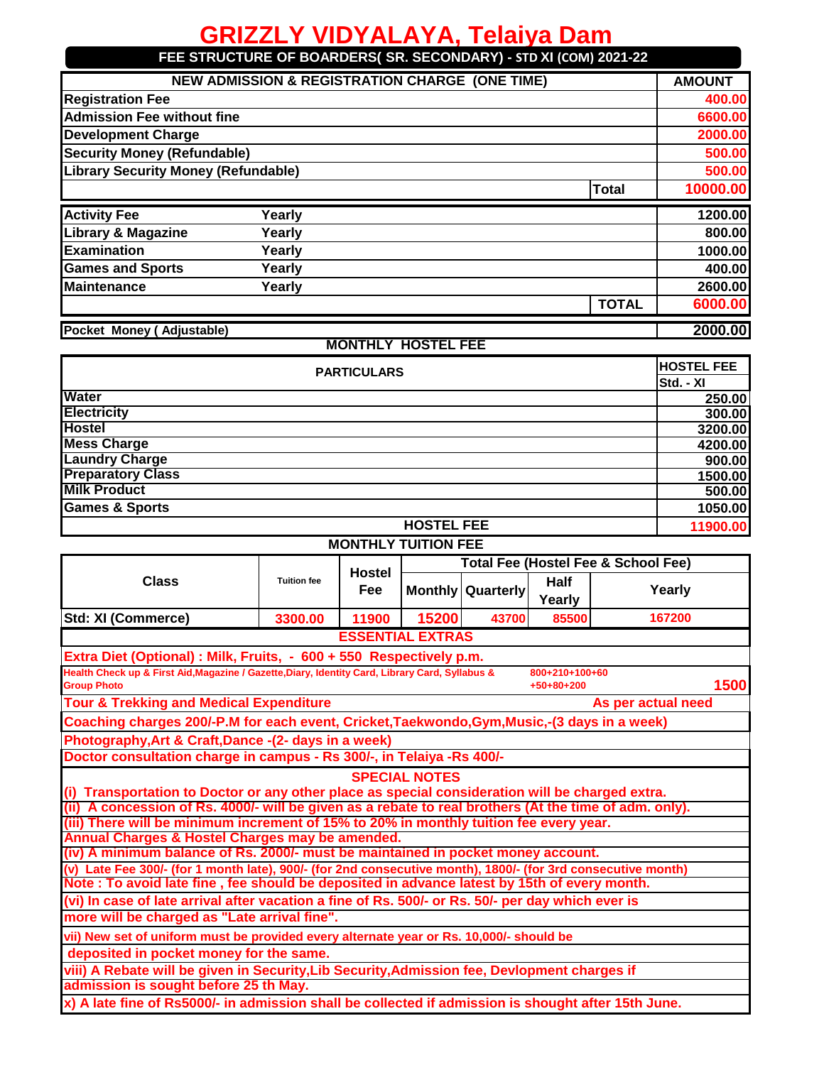# GRIZZLY VIDYALAYA, Telaiya Dam

## FEE STRUCTURE OF BOARDERS( SR. SECONDARY) - STD XI (COM) 2021-22

| NEW ADMISSION & REGISTRATION CHARGE (ONE TIME) | | AMOUNT |
|---|---|---|
| Registration Fee | | 400.00 |
| Admission Fee without fine | | 6600.00 |
| Development Charge | | 2000.00 |
| Security Money (Refundable) | | 500.00 |
| Library Security Money (Refundable) | | 500.00 |
| | Total | 10000.00 |

| | | | |
|---|---|---|---|
| Activity Fee | Yearly | | 1200.00 |
| Library & Magazine | Yearly | | 800.00 |
| Examination | Yearly | | 1000.00 |
| Games and Sports | Yearly | | 400.00 |
| Maintenance | Yearly | | 2600.00 |
| | | TOTAL | 6000.00 |

| | |
|---|---|
| Pocket Money ( Adjustable) | 2000.00 |

### MONTHLY HOSTEL FEE

| PARTICULARS | HOSTEL FEE Std. - XI |
|---|---|
| Water | 250.00 |
| Electricity | 300.00 |
| Hostel | 3200.00 |
| Mess Charge | 4200.00 |
| Laundry Charge | 900.00 |
| Preparatory Class | 1500.00 |
| Milk Product | 500.00 |
| Games & Sports | 1050.00 |
| HOSTEL FEE | 11900.00 |

### MONTHLY TUITION FEE

| Class | Tuition fee | Hostel Fee | Total Fee (Hostel Fee & School Fee) | | | |
|---|---|---|---|---|---|---|
| | | | Monthly | Quarterly | Half Yearly | Yearly |
| Std: XI (Commerce) | 3300.00 | 11900 | 15200 | 43700 | 85500 | 167200 |

### ESSENTIAL EXTRAS

Extra Diet (Optional) : Milk, Fruits, - 600 + 550 Respectively p.m.

Health Check up & First Aid,Magazine / Gazette,Diary, Identity Card, Library Card, Syllabus & Group Photo — 800+210+100+60 +50+80+200 — 1500

Tour & Trekking and Medical Expenditure — As per actual need

Coaching charges 200/-P.M for each event, Cricket,Taekwondo,Gym,Music,-(3 days in a week)

Photography,Art & Craft,Dance -(2- days in a week)

Doctor consultation charge in campus - Rs 300/-, in Telaiya -Rs 400/-

### SPECIAL NOTES

(i) Transportation to Doctor or any other place as special consideration will be charged extra.

(ii) A concession of Rs. 4000/- will be given as a rebate to real brothers (At the time of adm. only).

(iii) There will be minimum increment of 15% to 20% in monthly tuition fee every year. Annual Charges & Hostel Charges may be amended.

(iv) A minimum balance of Rs. 2000/- must be maintained in pocket money account.

(v) Late Fee 300/- (for 1 month late), 900/- (for 2nd consecutive month), 1800/- (for 3rd consecutive month)

Note : To avoid late fine , fee should be deposited in advance latest by 15th of every month.

(vi) In case of late arrival after vacation a fine of Rs. 500/- or Rs. 50/- per day which ever is more will be charged as "Late arrival fine".

vii) New set of uniform must be provided every alternate year or Rs. 10,000/- should be deposited in pocket money for the same.

viii) A Rebate will be given in Security,Lib Security,Admission fee, Devlopment charges if admission is sought before 25 th May.

x) A late fine of Rs5000/- in admission shall be collected if admission is shought after 15th June.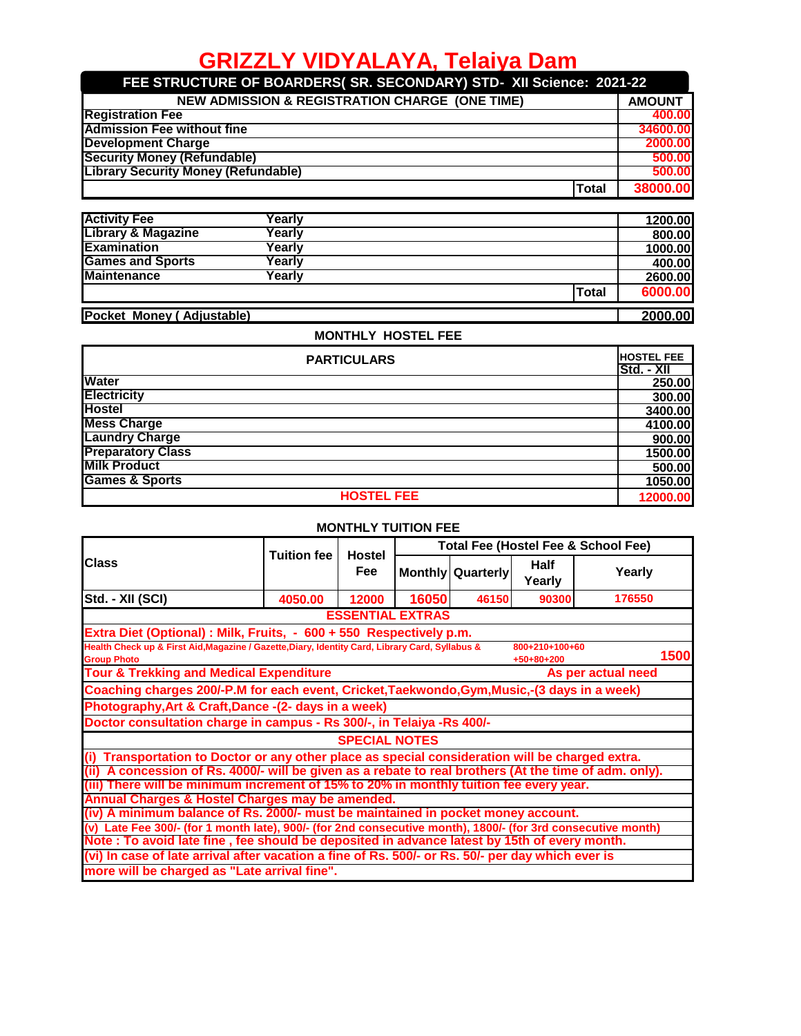# GRIZZLY VIDYALAYA, Telaiya Dam

## FEE STRUCTURE OF BOARDERS( SR. SECONDARY) STD- XII Science: 2021-22

| NEW ADMISSION & REGISTRATION CHARGE (ONE TIME) | | AMOUNT |
|---|---|---|
| Registration Fee | | 400.00 |
| Admission Fee without fine | | 34600.00 |
| Development Charge | | 2000.00 |
| Security Money (Refundable) | | 500.00 |
| Library Security Money (Refundable) | | 500.00 |
| | Total | 38000.00 |

| | | | |
|---|---|---|---|
| Activity Fee | Yearly | | 1200.00 |
| Library & Magazine | Yearly | | 800.00 |
| Examination | Yearly | | 1000.00 |
| Games and Sports | Yearly | | 400.00 |
| Maintenance | Yearly | | 2600.00 |
| | | Total | 6000.00 |

| | |
|---|---|
| Pocket Money ( Adjustable) | 2000.00 |

### MONTHLY HOSTEL FEE

| PARTICULARS | HOSTEL FEE Std. - XII |
|---|---|
| Water | 250.00 |
| Electricity | 300.00 |
| Hostel | 3400.00 |
| Mess Charge | 4100.00 |
| Laundry Charge | 900.00 |
| Preparatory Class | 1500.00 |
| Milk Product | 500.00 |
| Games & Sports | 1050.00 |
| HOSTEL FEE | 12000.00 |

### MONTHLY TUITION FEE

| Class | Tuition fee | Hostel Fee | Total Fee (Hostel Fee & School Fee) | | | |
|---|---|---|---|---|---|---|
| | | | Monthly | Quarterly | Half Yearly | Yearly |
| Std. - XII (SCI) | 4050.00 | 12000 | 16050 | 46150 | 90300 | 176550 |

**ESSENTIAL EXTRAS**

Extra Diet (Optional) : Milk, Fruits, - 600 + 550 Respectively p.m.

Health Check up & First Aid,Magazine / Gazette,Diary, Identity Card, Library Card, Syllabus & Group Photo — 800+210+100+60 +50+80+200 — 1500

Tour & Trekking and Medical Expenditure — As per actual need

Coaching charges 200/-P.M for each event, Cricket,Taekwondo,Gym,Music,-(3 days in a week)

Photography,Art & Craft,Dance -(2- days in a week)

Doctor consultation charge in campus - Rs 300/-, in Telaiya -Rs 400/-

**SPECIAL NOTES**

(i) Transportation to Doctor or any other place as special consideration will be charged extra.

(ii) A concession of Rs. 4000/- will be given as a rebate to real brothers (At the time of adm. only).

(iii) There will be minimum increment of 15% to 20% in monthly tuition fee every year.

Annual Charges & Hostel Charges may be amended.

(iv) A minimum balance of Rs. 2000/- must be maintained in pocket money account.

(v) Late Fee 300/- (for 1 month late), 900/- (for 2nd consecutive month), 1800/- (for 3rd consecutive month)

Note : To avoid late fine , fee should be deposited in advance latest by 15th of every month.

(vi) In case of late arrival after vacation a fine of Rs. 500/- or Rs. 50/- per day which ever is more will be charged as "Late arrival fine".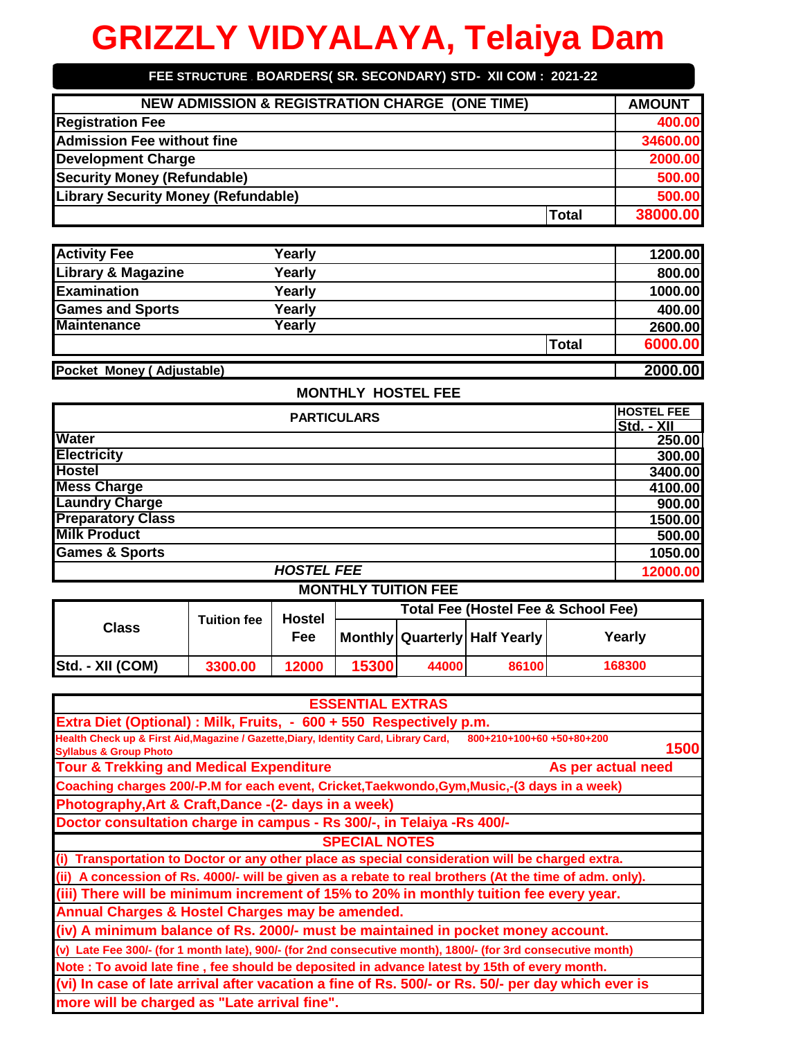# GRIZZLY VIDYALAYA, Telaiya Dam

**FEE STRUCTURE BOARDERS( SR. SECONDARY) STD- XII COM : 2021-22**

| NEW ADMISSION & REGISTRATION CHARGE (ONE TIME) | | AMOUNT |
|---|---|---|
| Registration Fee | | 400.00 |
| Admission Fee without fine | | 34600.00 |
| Development Charge | | 2000.00 |
| Security Money (Refundable) | | 500.00 |
| Library Security Money (Refundable) | | 500.00 |
| | Total | 38000.00 |

| | | | |
|---|---|---|---|
| Activity Fee | Yearly | | 1200.00 |
| Library & Magazine | Yearly | | 800.00 |
| Examination | Yearly | | 1000.00 |
| Games and Sports | Yearly | | 400.00 |
| Maintenance | Yearly | | 2600.00 |
| | | Total | 6000.00 |

| | |
|---|---|
| Pocket Money ( Adjustable) | 2000.00 |

**MONTHLY HOSTEL FEE**

| PARTICULARS | HOSTEL FEE Std. - XII |
|---|---|
| Water | 250.00 |
| Electricity | 300.00 |
| Hostel | 3400.00 |
| Mess Charge | 4100.00 |
| Laundry Charge | 900.00 |
| Preparatory Class | 1500.00 |
| Milk Product | 500.00 |
| Games & Sports | 1050.00 |
| *HOSTEL FEE* | 12000.00 |

**MONTHLY TUITION FEE**

| Class | Tuition fee | Hostel Fee | Total Fee (Hostel Fee & School Fee) | | | |
|---|---|---|---|---|---|---|
| | | | Monthly | Quarterly | Half Yearly | Yearly |
| Std. - XII (COM) | 3300.00 | 12000 | 15300 | 44000 | 86100 | 168300 |

**ESSENTIAL EXTRAS**

Extra Diet (Optional) : Milk, Fruits, - 600 + 550 Respectively p.m.

Health Check up & First Aid,Magazine / Gazette,Diary, Identity Card, Library Card, Syllabus & Group Photo — 800+210+100+60 +50+80+200 — 1500

Tour & Trekking and Medical Expenditure — As per actual need

Coaching charges 200/-P.M for each event, Cricket,Taekwondo,Gym,Music,-(3 days in a week)

Photography,Art & Craft,Dance -(2- days in a week)

Doctor consultation charge in campus - Rs 300/-, in Telaiya -Rs 400/-

**SPECIAL NOTES**

(i) Transportation to Doctor or any other place as special consideration will be charged extra.

(ii) A concession of Rs. 4000/- will be given as a rebate to real brothers (At the time of adm. only).

(iii) There will be minimum increment of 15% to 20% in monthly tuition fee every year.

Annual Charges & Hostel Charges may be amended.

(iv) A minimum balance of Rs. 2000/- must be maintained in pocket money account.

(v) Late Fee 300/- (for 1 month late), 900/- (for 2nd consecutive month), 1800/- (for 3rd consecutive month)

Note : To avoid late fine , fee should be deposited in advance latest by 15th of every month.

(vi) In case of late arrival after vacation a fine of Rs. 500/- or Rs. 50/- per day which ever is more will be charged as "Late arrival fine".